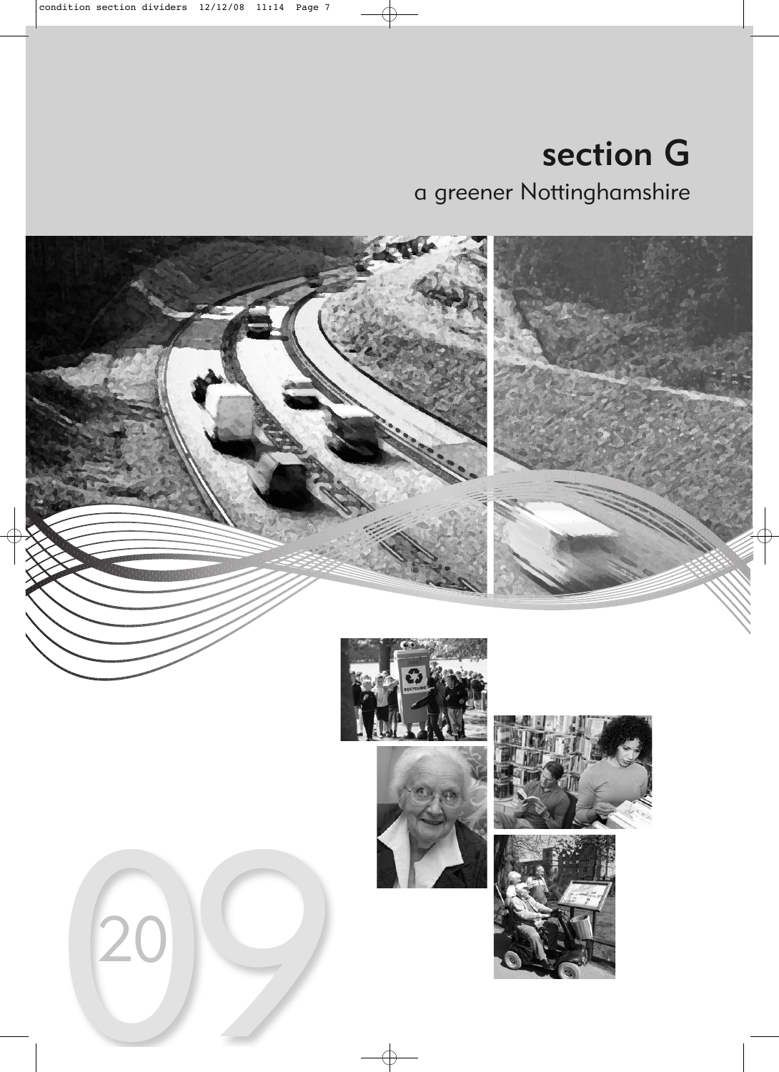# section G

## a greener Nottinghamshire

2009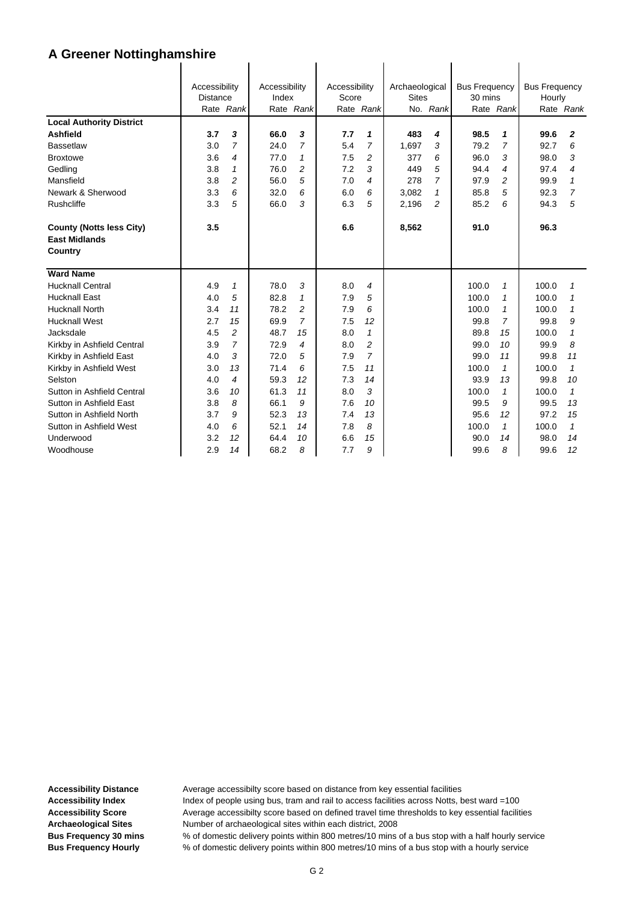# A Greener Nottinghamshire

| | Accessibility Distance | | Accessibility Index | | Accessibility Score | | Archaeological Sites | | Bus Frequency 30 mins | | Bus Frequency Hourly | |
|---|---|---|---|---|---|---|---|---|---|---|---|---|
| | Rate | *Rank* | Rate | *Rank* | Rate | *Rank* | No. | *Rank* | Rate | *Rank* | Rate | *Rank* |
| **Local Authority District** | | | | | | | | | | | | |
| **Ashfield** | **3.7** | ***3*** | **66.0** | ***3*** | **7.7** | ***1*** | **483** | ***4*** | **98.5** | ***1*** | **99.6** | ***2*** |
| Bassetlaw | 3.0 | *7* | 24.0 | *7* | 5.4 | *7* | 1,697 | *3* | 79.2 | *7* | 92.7 | *6* |
| Broxtowe | 3.6 | *4* | 77.0 | *1* | 7.5 | *2* | 377 | *6* | 96.0 | *3* | 98.0 | *3* |
| Gedling | 3.8 | *1* | 76.0 | *2* | 7.2 | *3* | 449 | *5* | 94.4 | *4* | 97.4 | *4* |
| Mansfield | 3.8 | *2* | 56.0 | *5* | 7.0 | *4* | 278 | *7* | 97.9 | *2* | 99.9 | *1* |
| Newark & Sherwood | 3.3 | *6* | 32.0 | *6* | 6.0 | *6* | 3,082 | *1* | 85.8 | *5* | 92.3 | *7* |
| Rushcliffe | 3.3 | *5* | 66.0 | *3* | 6.3 | *5* | 2,196 | *2* | 85.2 | *6* | 94.3 | *5* |
| **County (Notts less City)** | **3.5** | | | | **6.6** | | **8,562** | | **91.0** | | **96.3** | |
| **East Midlands** | | | | | | | | | | | | |
| **Country** | | | | | | | | | | | | |
| **Ward Name** | | | | | | | | | | | | |
| Hucknall Central | 4.9 | *1* | 78.0 | *3* | 8.0 | *4* | | | 100.0 | *1* | 100.0 | *1* |
| Hucknall East | 4.0 | *5* | 82.8 | *1* | 7.9 | *5* | | | 100.0 | *1* | 100.0 | *1* |
| Hucknall North | 3.4 | *11* | 78.2 | *2* | 7.9 | *6* | | | 100.0 | *1* | 100.0 | *1* |
| Hucknall West | 2.7 | *15* | 69.9 | *7* | 7.5 | *12* | | | 99.8 | *7* | 99.8 | *9* |
| Jacksdale | 4.5 | *2* | 48.7 | *15* | 8.0 | *1* | | | 89.8 | *15* | 100.0 | *1* |
| Kirkby in Ashfield Central | 3.9 | *7* | 72.9 | *4* | 8.0 | *2* | | | 99.0 | *10* | 99.9 | *8* |
| Kirkby in Ashfield East | 4.0 | *3* | 72.0 | *5* | 7.9 | *7* | | | 99.0 | *11* | 99.8 | *11* |
| Kirkby in Ashfield West | 3.0 | *13* | 71.4 | *6* | 7.5 | *11* | | | 100.0 | *1* | 100.0 | *1* |
| Selston | 4.0 | *4* | 59.3 | *12* | 7.3 | *14* | | | 93.9 | *13* | 99.8 | *10* |
| Sutton in Ashfield Central | 3.6 | *10* | 61.3 | *11* | 8.0 | *3* | | | 100.0 | *1* | 100.0 | *1* |
| Sutton in Ashfield East | 3.8 | *8* | 66.1 | *9* | 7.6 | *10* | | | 99.5 | *9* | 99.5 | *13* |
| Sutton in Ashfield North | 3.7 | *9* | 52.3 | *13* | 7.4 | *13* | | | 95.6 | *12* | 97.2 | *15* |
| Sutton in Ashfield West | 4.0 | *6* | 52.1 | *14* | 7.8 | *8* | | | 100.0 | *1* | 100.0 | *1* |
| Underwood | 3.2 | *12* | 64.4 | *10* | 6.6 | *15* | | | 90.0 | *14* | 98.0 | *14* |
| Woodhouse | 2.9 | *14* | 68.2 | *8* | 7.7 | *9* | | | 99.6 | *8* | 99.6 | *12* |

**Accessibility Distance** Average accessibilty score based on distance from key essential facilities
**Accessibility Index** Index of people using bus, tram and rail to access facilities across Notts, best ward =100
**Accessibility Score** Average accessibilty score based on defined travel time thresholds to key essential facilities
**Archaeological Sites** Number of archaeological sites within each district, 2008
**Bus Frequency 30 mins** % of domestic delivery points within 800 metres/10 mins of a bus stop with a half hourly service
**Bus Frequency Hourly** % of domestic delivery points within 800 metres/10 mins of a bus stop with a hourly service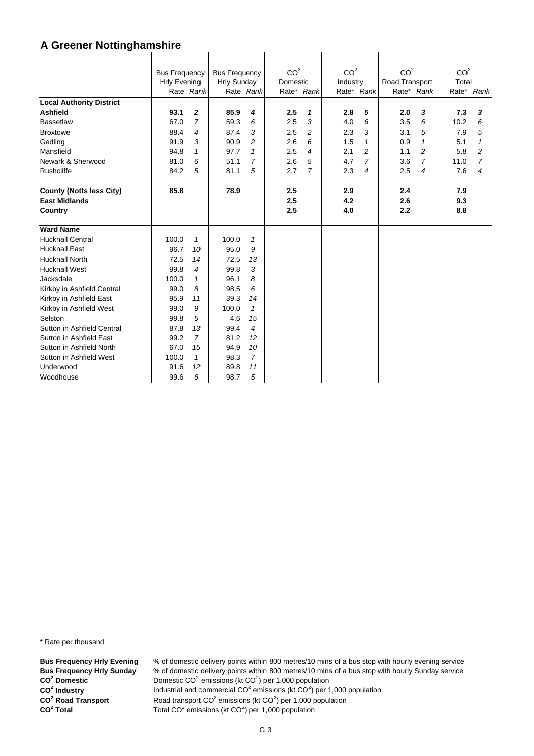# A Greener Nottinghamshire

| | Bus Frequency Hrly Evening | | Bus Frequency Hrly Sunday | | $CO^2$ Domestic | | $CO^2$ Industry | | $CO^2$ Road Transport | | $CO^2$ Total | |
|---|---|---|---|---|---|---|---|---|---|---|---|---|
| | Rate | *Rank* | Rate | *Rank* | Rate* | *Rank* | Rate* | *Rank* | Rate* | *Rank* | Rate* | *Rank* |
| **Local Authority District** | | | | | | | | | | | | |
| **Ashfield** | **93.1** | ***2*** | **85.9** | ***4*** | **2.5** | ***1*** | **2.8** | ***5*** | **2.0** | ***3*** | **7.3** | ***3*** |
| Bassetlaw | 67.0 | *7* | 59.3 | *6* | 2.5 | *3* | 4.0 | *6* | 3.5 | *6* | 10.2 | *6* |
| Broxtowe | 88.4 | *4* | 87.4 | *3* | 2.5 | *2* | 2.3 | *3* | 3.1 | *5* | 7.9 | *5* |
| Gedling | 91.9 | *3* | 90.9 | *2* | 2.6 | *6* | 1.5 | *1* | 0.9 | *1* | 5.1 | *1* |
| Mansfield | 94.8 | *1* | 97.7 | *1* | 2.5 | *4* | 2.1 | *2* | 1.1 | *2* | 5.8 | *2* |
| Newark & Sherwood | 81.0 | *6* | 51.1 | *7* | 2.6 | *5* | 4.7 | *7* | 3.6 | *7* | 11.0 | *7* |
| Rushcliffe | 84.2 | *5* | 81.1 | *5* | 2.7 | *7* | 2.3 | *4* | 2.5 | *4* | 7.6 | *4* |
| **County (Notts less City)** | **85.8** | | **78.9** | | **2.5** | | **2.9** | | **2.4** | | **7.9** | |
| **East Midlands** | | | | | **2.5** | | **4.2** | | **2.6** | | **9.3** | |
| **Country** | | | | | **2.5** | | **4.0** | | **2.2** | | **8.8** | |
| **Ward Name** | | | | | | | | | | | | |
| Hucknall Central | 100.0 | *1* | 100.0 | *1* | | | | | | | | |
| Hucknall East | 96.7 | *10* | 95.0 | *9* | | | | | | | | |
| Hucknall North | 72.5 | *14* | 72.5 | *13* | | | | | | | | |
| Hucknall West | 99.8 | *4* | 99.8 | *3* | | | | | | | | |
| Jacksdale | 100.0 | *1* | 96.1 | *8* | | | | | | | | |
| Kirkby in Ashfield Central | 99.0 | *8* | 98.5 | *6* | | | | | | | | |
| Kirkby in Ashfield East | 95.9 | *11* | 39.3 | *14* | | | | | | | | |
| Kirkby in Ashfield West | 99.0 | *9* | 100.0 | *1* | | | | | | | | |
| Selston | 99.8 | *5* | 4.6 | *15* | | | | | | | | |
| Sutton in Ashfield Central | 87.8 | *13* | 99.4 | *4* | | | | | | | | |
| Sutton in Ashfield East | 99.2 | *7* | 81.2 | *12* | | | | | | | | |
| Sutton in Ashfield North | 67.0 | *15* | 94.9 | *10* | | | | | | | | |
| Sutton in Ashfield West | 100.0 | *1* | 98.3 | *7* | | | | | | | | |
| Underwood | 91.6 | *12* | 89.8 | *11* | | | | | | | | |
| Woodhouse | 99.6 | *6* | 98.7 | *5* | | | | | | | | |

\* Rate per thousand

**Bus Frequency Hrly Evening** % of domestic delivery points within 800 metres/10 mins of a bus stop with hourly evening service
**Bus Frequency Hrly Sunday** % of domestic delivery points within 800 metres/10 mins of a bus stop with hourly Sunday service
**$CO^2$ Domestic** Domestic $CO^2$ emissions (kt $CO^2$) per 1,000 population
**$CO^2$ Industry** Industrial and commercial $CO^2$ emissions (kt $CO^2$) per 1,000 population
**$CO^2$ Road Transport** Road transport $CO^2$ emissions (kt $CO^2$) per 1,000 population
**$CO^2$ Total** Total $CO^2$ emissions (kt $CO^2$) per 1,000 population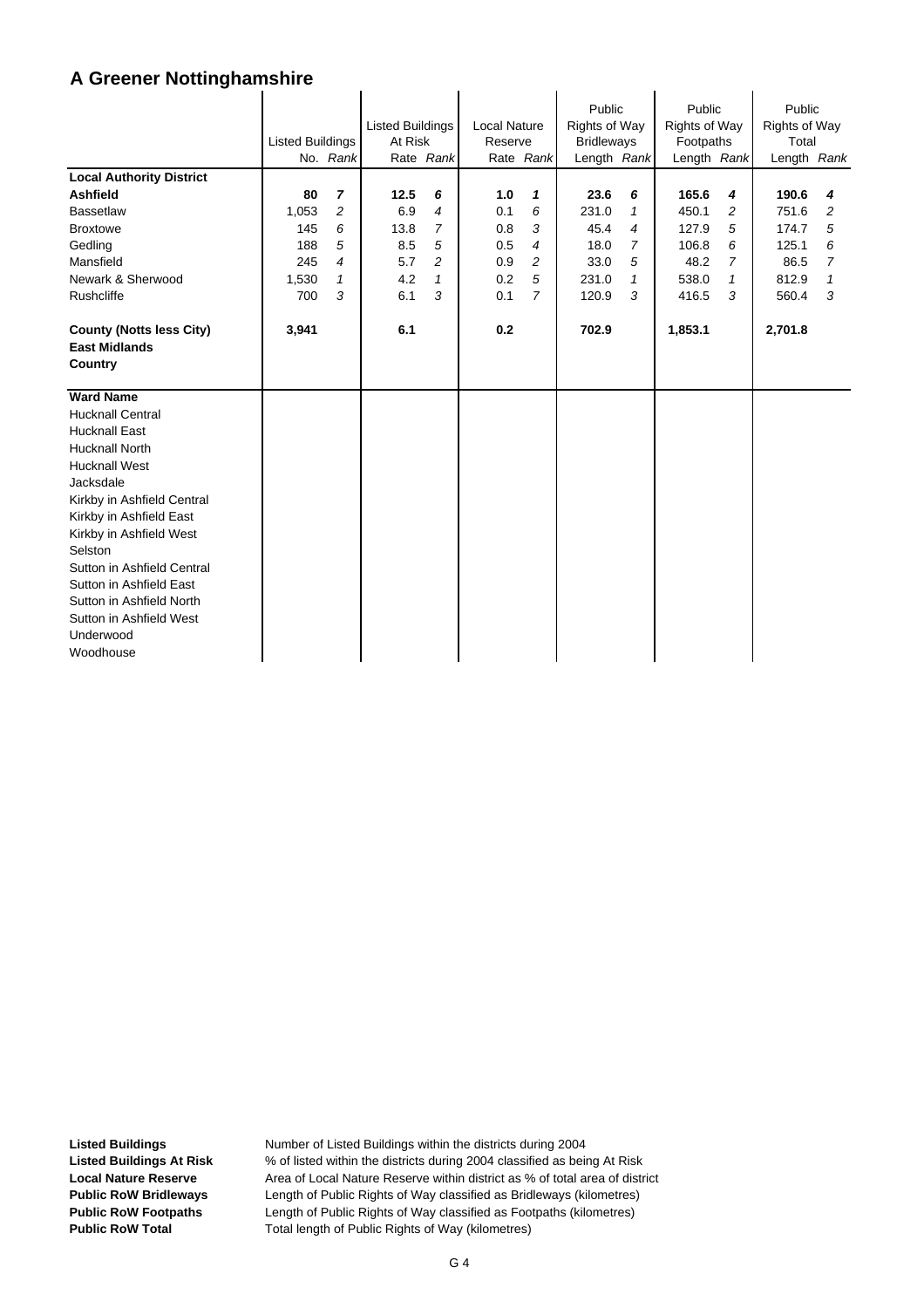# A Greener Nottinghamshire

| | Listed Buildings No. | Rank | Listed Buildings At Risk Rate | Rank | Local Nature Reserve Rate | Rank | Public Rights of Way Bridleways Length | Rank | Public Rights of Way Footpaths Length | Rank | Public Rights of Way Total Length | Rank |
|---|---|---|---|---|---|---|---|---|---|---|---|---|
| **Local Authority District** | | | | | | | | | | | | |
| **Ashfield** | **80** | ***7*** | **12.5** | ***6*** | **1.0** | ***1*** | **23.6** | ***6*** | **165.6** | ***4*** | **190.6** | ***4*** |
| Bassetlaw | 1,053 | *2* | 6.9 | *4* | 0.1 | *6* | 231.0 | *1* | 450.1 | *2* | 751.6 | *2* |
| Broxtowe | 145 | *6* | 13.8 | *7* | 0.8 | *3* | 45.4 | *4* | 127.9 | *5* | 174.7 | *5* |
| Gedling | 188 | *5* | 8.5 | *5* | 0.5 | *4* | 18.0 | *7* | 106.8 | *6* | 125.1 | *6* |
| Mansfield | 245 | *4* | 5.7 | *2* | 0.9 | *2* | 33.0 | *5* | 48.2 | *7* | 86.5 | *7* |
| Newark & Sherwood | 1,530 | *1* | 4.2 | *1* | 0.2 | *5* | 231.0 | *1* | 538.0 | *1* | 812.9 | *1* |
| Rushcliffe | 700 | *3* | 6.1 | *3* | 0.1 | *7* | 120.9 | *3* | 416.5 | *3* | 560.4 | *3* |
| **County (Notts less City)** | **3,941** | | **6.1** | | **0.2** | | **702.9** | | **1,853.1** | | **2,701.8** | |
| **East Midlands** | | | | | | | | | | | | |
| **Country** | | | | | | | | | | | | |
| **Ward Name** | | | | | | | | | | | | |
| Hucknall Central | | | | | | | | | | | | |
| Hucknall East | | | | | | | | | | | | |
| Hucknall North | | | | | | | | | | | | |
| Hucknall West | | | | | | | | | | | | |
| Jacksdale | | | | | | | | | | | | |
| Kirkby in Ashfield Central | | | | | | | | | | | | |
| Kirkby in Ashfield East | | | | | | | | | | | | |
| Kirkby in Ashfield West | | | | | | | | | | | | |
| Selston | | | | | | | | | | | | |
| Sutton in Ashfield Central | | | | | | | | | | | | |
| Sutton in Ashfield East | | | | | | | | | | | | |
| Sutton in Ashfield North | | | | | | | | | | | | |
| Sutton in Ashfield West | | | | | | | | | | | | |
| Underwood | | | | | | | | | | | | |
| Woodhouse | | | | | | | | | | | | |

**Listed Buildings** Number of Listed Buildings within the districts during 2004

**Listed Buildings At Risk** % of listed within the districts during 2004 classified as being At Risk

**Local Nature Reserve** Area of Local Nature Reserve within district as % of total area of district

**Public RoW Bridleways** Length of Public Rights of Way classified as Bridleways (kilometres)

**Public RoW Footpaths** Length of Public Rights of Way classified as Footpaths (kilometres)

**Public RoW Total** Total length of Public Rights of Way (kilometres)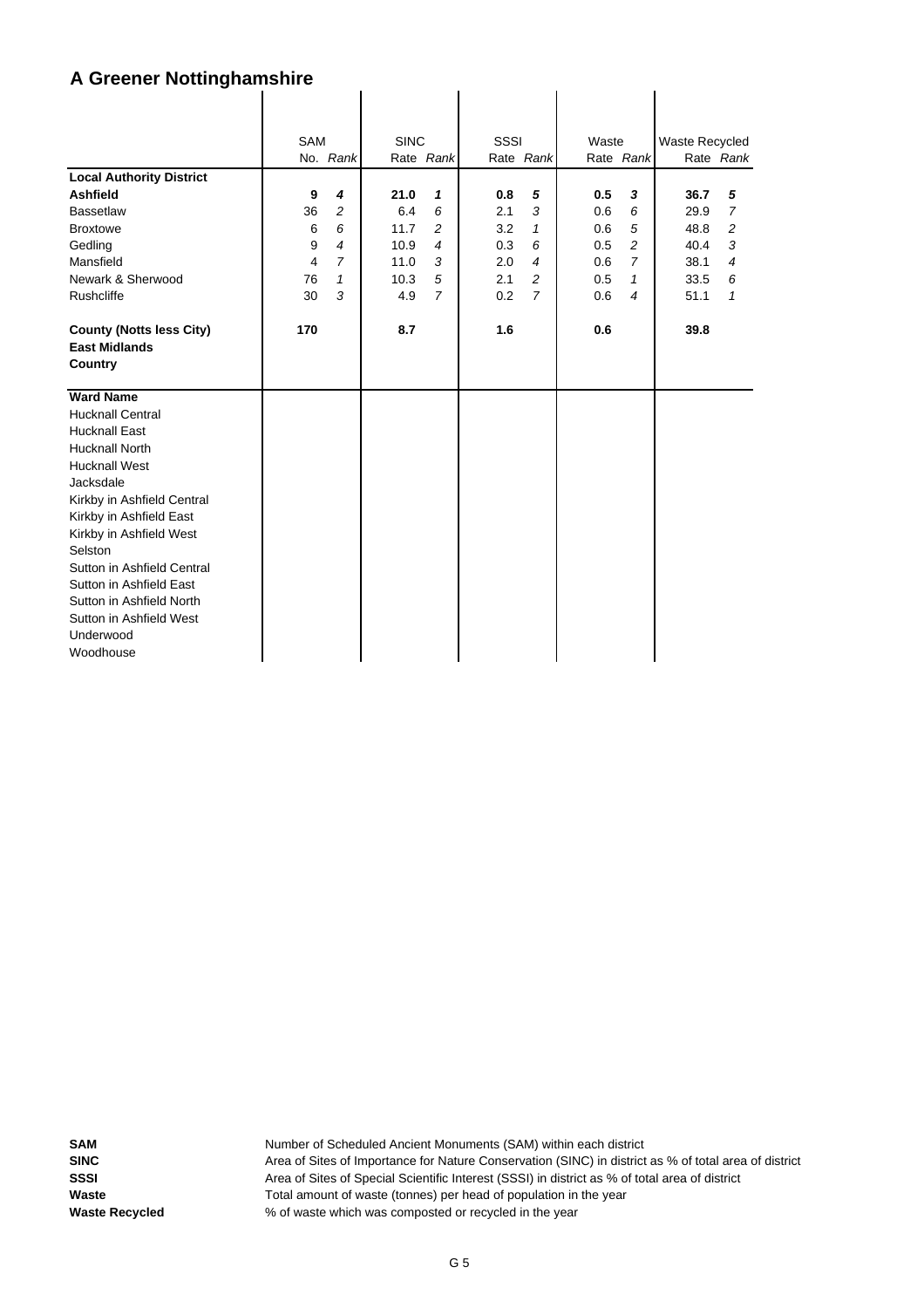# A Greener Nottinghamshire

| | SAM | | SINC | | SSSI | | Waste | | Waste Recycled | |
|---|---|---|---|---|---|---|---|---|---|---|
| | No. | *Rank* | Rate | *Rank* | Rate | *Rank* | Rate | *Rank* | Rate | *Rank* |
| **Local Authority District** | | | | | | | | | | |
| **Ashfield** | **9** | ***4*** | **21.0** | ***1*** | **0.8** | ***5*** | **0.5** | ***3*** | **36.7** | ***5*** |
| Bassetlaw | 36 | *2* | 6.4 | *6* | 2.1 | *3* | 0.6 | *6* | 29.9 | *7* |
| Broxtowe | 6 | *6* | 11.7 | *2* | 3.2 | *1* | 0.6 | *5* | 48.8 | *2* |
| Gedling | 9 | *4* | 10.9 | *4* | 0.3 | *6* | 0.5 | *2* | 40.4 | *3* |
| Mansfield | 4 | *7* | 11.0 | *3* | 2.0 | *4* | 0.6 | *7* | 38.1 | *4* |
| Newark & Sherwood | 76 | *1* | 10.3 | *5* | 2.1 | *2* | 0.5 | *1* | 33.5 | *6* |
| Rushcliffe | 30 | *3* | 4.9 | *7* | 0.2 | *7* | 0.6 | *4* | 51.1 | *1* |
| **County (Notts less City)** | **170** | | **8.7** | | **1.6** | | **0.6** | | **39.8** | |
| **East Midlands** | | | | | | | | | | |
| **Country** | | | | | | | | | | |
| **Ward Name** | | | | | | | | | | |
| Hucknall Central | | | | | | | | | | |
| Hucknall East | | | | | | | | | | |
| Hucknall North | | | | | | | | | | |
| Hucknall West | | | | | | | | | | |
| Jacksdale | | | | | | | | | | |
| Kirkby in Ashfield Central | | | | | | | | | | |
| Kirkby in Ashfield East | | | | | | | | | | |
| Kirkby in Ashfield West | | | | | | | | | | |
| Selston | | | | | | | | | | |
| Sutton in Ashfield Central | | | | | | | | | | |
| Sutton in Ashfield East | | | | | | | | | | |
| Sutton in Ashfield North | | | | | | | | | | |
| Sutton in Ashfield West | | | | | | | | | | |
| Underwood | | | | | | | | | | |
| Woodhouse | | | | | | | | | | |

**SAM** Number of Scheduled Ancient Monuments (SAM) within each district

**SINC** Area of Sites of Importance for Nature Conservation (SINC) in district as % of total area of district

**SSSI** Area of Sites of Special Scientific Interest (SSSI) in district as % of total area of district

**Waste** Total amount of waste (tonnes) per head of population in the year

**Waste Recycled** % of waste which was composted or recycled in the year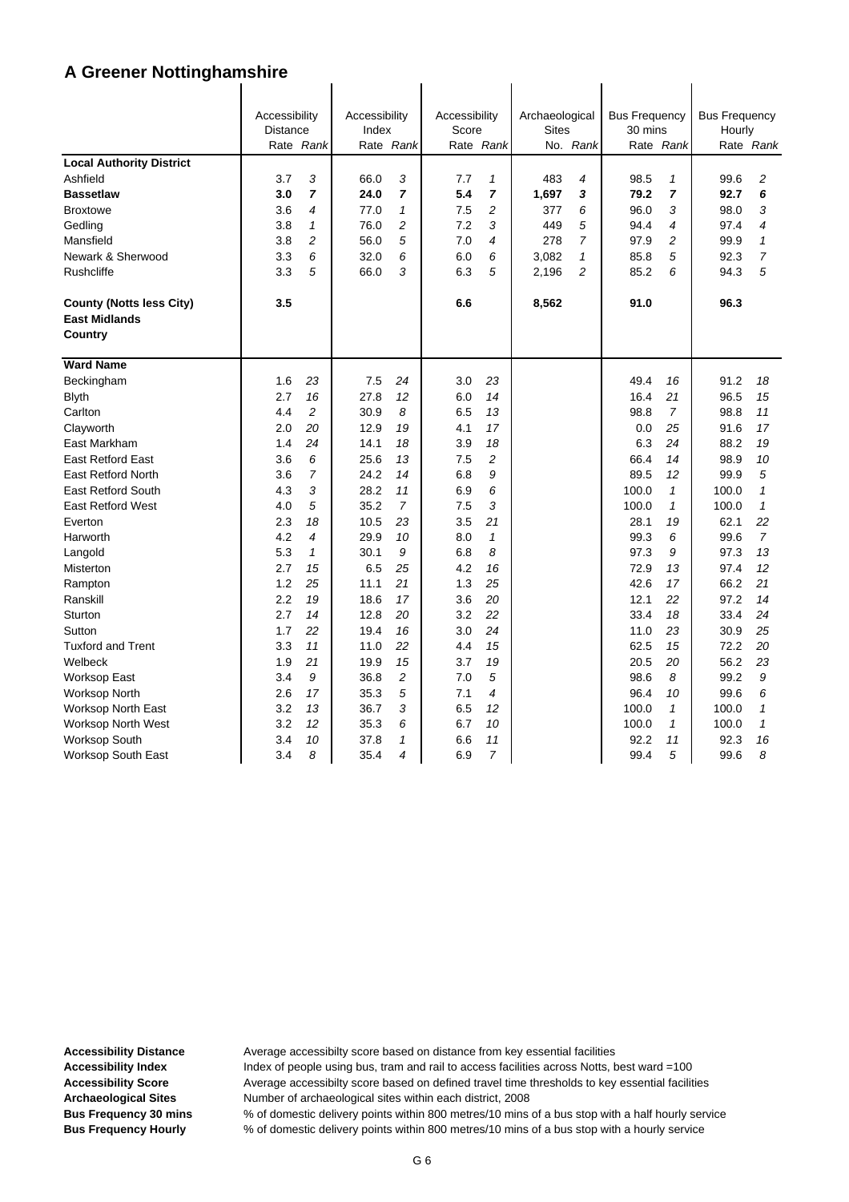## A Greener Nottinghamshire

| | Accessibility Distance | | Accessibility Index | | Accessibility Score | | Archaeological Sites | | Bus Frequency 30 mins | | Bus Frequency Hourly | |
|---|---|---|---|---|---|---|---|---|---|---|---|---|
| | Rate | *Rank* | Rate | *Rank* | Rate | *Rank* | No. | *Rank* | Rate | *Rank* | Rate | *Rank* |
| **Local Authority District** | | | | | | | | | | | | |
| Ashfield | 3.7 | *3* | 66.0 | *3* | 7.7 | *1* | 483 | *4* | 98.5 | *1* | 99.6 | *2* |
| **Bassetlaw** | **3.0** | ***7*** | **24.0** | ***7*** | **5.4** | ***7*** | **1,697** | ***3*** | **79.2** | ***7*** | **92.7** | ***6*** |
| Broxtowe | 3.6 | *4* | 77.0 | *1* | 7.5 | *2* | 377 | *6* | 96.0 | *3* | 98.0 | *3* |
| Gedling | 3.8 | *1* | 76.0 | *2* | 7.2 | *3* | 449 | *5* | 94.4 | *4* | 97.4 | *4* |
| Mansfield | 3.8 | *2* | 56.0 | *5* | 7.0 | *4* | 278 | *7* | 97.9 | *2* | 99.9 | *1* |
| Newark & Sherwood | 3.3 | *6* | 32.0 | *6* | 6.0 | *6* | 3,082 | *1* | 85.8 | *5* | 92.3 | *7* |
| Rushcliffe | 3.3 | *5* | 66.0 | *3* | 6.3 | *5* | 2,196 | *2* | 85.2 | *6* | 94.3 | *5* |
| **County (Notts less City)** | **3.5** | | | | **6.6** | | **8,562** | | **91.0** | | **96.3** | |
| **East Midlands** | | | | | | | | | | | | |
| **Country** | | | | | | | | | | | | |
| **Ward Name** | | | | | | | | | | | | |
| Beckingham | 1.6 | *23* | 7.5 | *24* | 3.0 | *23* | | | 49.4 | *16* | 91.2 | *18* |
| Blyth | 2.7 | *16* | 27.8 | *12* | 6.0 | *14* | | | 16.4 | *21* | 96.5 | *15* |
| Carlton | 4.4 | *2* | 30.9 | *8* | 6.5 | *13* | | | 98.8 | *7* | 98.8 | *11* |
| Clayworth | 2.0 | *20* | 12.9 | *19* | 4.1 | *17* | | | 0.0 | *25* | 91.6 | *17* |
| East Markham | 1.4 | *24* | 14.1 | *18* | 3.9 | *18* | | | 6.3 | *24* | 88.2 | *19* |
| East Retford East | 3.6 | *6* | 25.6 | *13* | 7.5 | *2* | | | 66.4 | *14* | 98.9 | *10* |
| East Retford North | 3.6 | *7* | 24.2 | *14* | 6.8 | *9* | | | 89.5 | *12* | 99.9 | *5* |
| East Retford South | 4.3 | *3* | 28.2 | *11* | 6.9 | *6* | | | 100.0 | *1* | 100.0 | *1* |
| East Retford West | 4.0 | *5* | 35.2 | *7* | 7.5 | *3* | | | 100.0 | *1* | 100.0 | *1* |
| Everton | 2.3 | *18* | 10.5 | *23* | 3.5 | *21* | | | 28.1 | *19* | 62.1 | *22* |
| Harworth | 4.2 | *4* | 29.9 | *10* | 8.0 | *1* | | | 99.3 | *6* | 99.6 | *7* |
| Langold | 5.3 | *1* | 30.1 | *9* | 6.8 | *8* | | | 97.3 | *9* | 97.3 | *13* |
| Misterton | 2.7 | *15* | 6.5 | *25* | 4.2 | *16* | | | 72.9 | *13* | 97.4 | *12* |
| Rampton | 1.2 | *25* | 11.1 | *21* | 1.3 | *25* | | | 42.6 | *17* | 66.2 | *21* |
| Ranskill | 2.2 | *19* | 18.6 | *17* | 3.6 | *20* | | | 12.1 | *22* | 97.2 | *14* |
| Sturton | 2.7 | *14* | 12.8 | *20* | 3.2 | *22* | | | 33.4 | *18* | 33.4 | *24* |
| Sutton | 1.7 | *22* | 19.4 | *16* | 3.0 | *24* | | | 11.0 | *23* | 30.9 | *25* |
| Tuxford and Trent | 3.3 | *11* | 11.0 | *22* | 4.4 | *15* | | | 62.5 | *15* | 72.2 | *20* |
| Welbeck | 1.9 | *21* | 19.9 | *15* | 3.7 | *19* | | | 20.5 | *20* | 56.2 | *23* |
| Worksop East | 3.4 | *9* | 36.8 | *2* | 7.0 | *5* | | | 98.6 | *8* | 99.2 | *9* |
| Worksop North | 2.6 | *17* | 35.3 | *5* | 7.1 | *4* | | | 96.4 | *10* | 99.6 | *6* |
| Worksop North East | 3.2 | *13* | 36.7 | *3* | 6.5 | *12* | | | 100.0 | *1* | 100.0 | *1* |
| Worksop North West | 3.2 | *12* | 35.3 | *6* | 6.7 | *10* | | | 100.0 | *1* | 100.0 | *1* |
| Worksop South | 3.4 | *10* | 37.8 | *1* | 6.6 | *11* | | | 92.2 | *11* | 92.3 | *16* |
| Worksop South East | 3.4 | *8* | 35.4 | *4* | 6.9 | *7* | | | 99.4 | *5* | 99.6 | *8* |

**Accessibility Distance** Average accessibilty score based on distance from key essential facilities
**Accessibility Index** Index of people using bus, tram and rail to access facilities across Notts, best ward =100
**Accessibility Score** Average accessibilty score based on defined travel time thresholds to key essential facilities
**Archaeological Sites** Number of archaeological sites within each district, 2008
**Bus Frequency 30 mins** % of domestic delivery points within 800 metres/10 mins of a bus stop with a half hourly service
**Bus Frequency Hourly** % of domestic delivery points within 800 metres/10 mins of a bus stop with a hourly service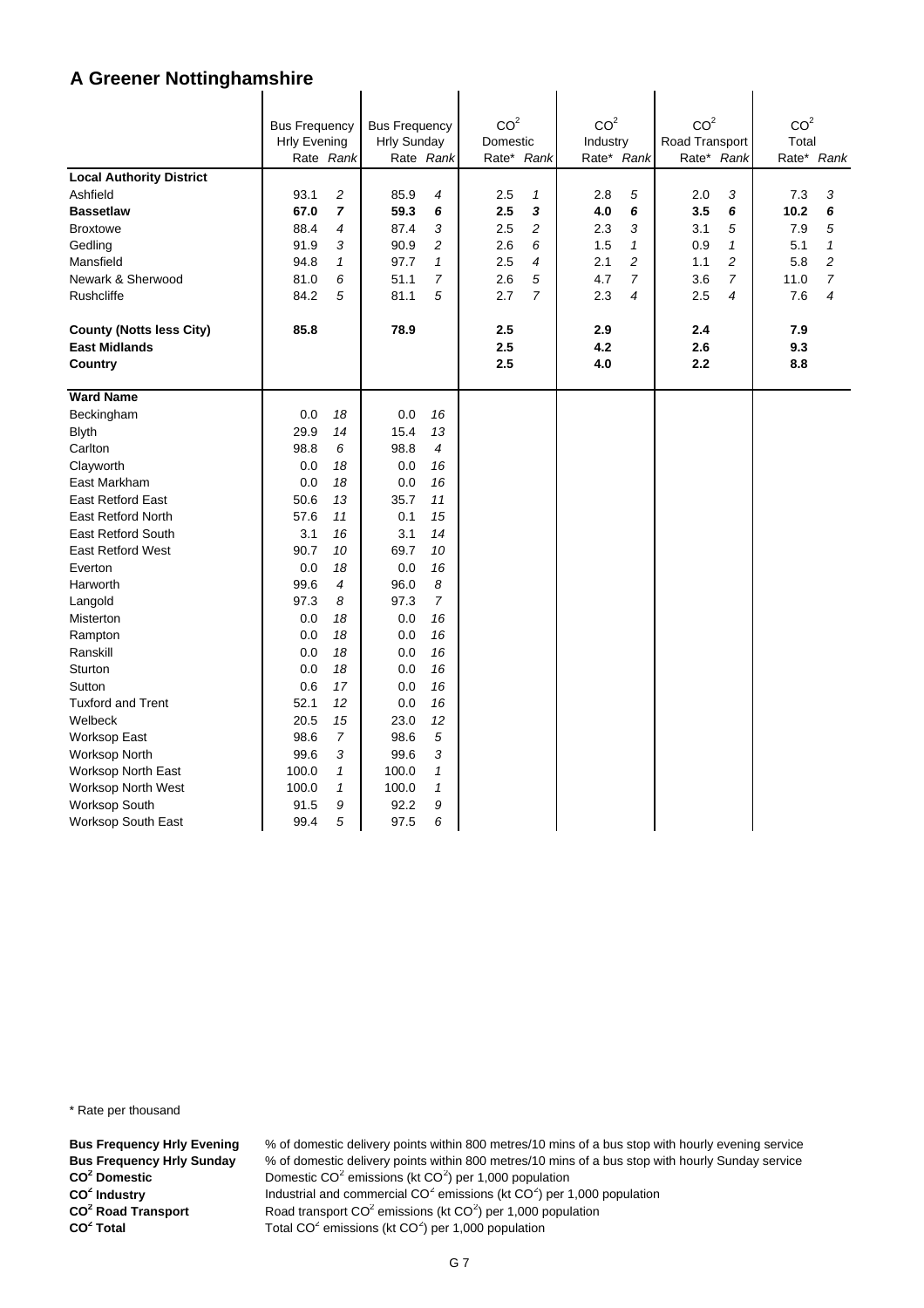## A Greener Nottinghamshire

| | Bus Frequency Hrly Evening Rate | *Rank* | Bus Frequency Hrly Sunday Rate | *Rank* | $CO^2$ Domestic Rate* | *Rank* | $CO^2$ Industry Rate* | *Rank* | $CO^2$ Road Transport Rate* | *Rank* | $CO^2$ Total Rate* | *Rank* |
|---|---|---|---|---|---|---|---|---|---|---|---|---|
| **Local Authority District** | | | | | | | | | | | | |
| Ashfield | 93.1 | *2* | 85.9 | *4* | 2.5 | *1* | 2.8 | *5* | 2.0 | *3* | 7.3 | *3* |
| **Bassetlaw** | **67.0** | ***7*** | **59.3** | ***6*** | **2.5** | ***3*** | **4.0** | ***6*** | **3.5** | ***6*** | **10.2** | ***6*** |
| Broxtowe | 88.4 | *4* | 87.4 | *3* | 2.5 | *2* | 2.3 | *3* | 3.1 | *5* | 7.9 | *5* |
| Gedling | 91.9 | *3* | 90.9 | *2* | 2.6 | *6* | 1.5 | *1* | 0.9 | *1* | 5.1 | *1* |
| Mansfield | 94.8 | *1* | 97.7 | *1* | 2.5 | *4* | 2.1 | *2* | 1.1 | *2* | 5.8 | *2* |
| Newark & Sherwood | 81.0 | *6* | 51.1 | *7* | 2.6 | *5* | 4.7 | *7* | 3.6 | *7* | 11.0 | *7* |
| Rushcliffe | 84.2 | *5* | 81.1 | *5* | 2.7 | *7* | 2.3 | *4* | 2.5 | *4* | 7.6 | *4* |
| **County (Notts less City)** | **85.8** | | **78.9** | | **2.5** | | **2.9** | | **2.4** | | **7.9** | |
| **East Midlands** | | | | | **2.5** | | **4.2** | | **2.6** | | **9.3** | |
| **Country** | | | | | **2.5** | | **4.0** | | **2.2** | | **8.8** | |
| **Ward Name** | | | | | | | | | | | | |
| Beckingham | 0.0 | *18* | 0.0 | *16* | | | | | | | | |
| Blyth | 29.9 | *14* | 15.4 | *13* | | | | | | | | |
| Carlton | 98.8 | *6* | 98.8 | *4* | | | | | | | | |
| Clayworth | 0.0 | *18* | 0.0 | *16* | | | | | | | | |
| East Markham | 0.0 | *18* | 0.0 | *16* | | | | | | | | |
| East Retford East | 50.6 | *13* | 35.7 | *11* | | | | | | | | |
| East Retford North | 57.6 | *11* | 0.1 | *15* | | | | | | | | |
| East Retford South | 3.1 | *16* | 3.1 | *14* | | | | | | | | |
| East Retford West | 90.7 | *10* | 69.7 | *10* | | | | | | | | |
| Everton | 0.0 | *18* | 0.0 | *16* | | | | | | | | |
| Harworth | 99.6 | *4* | 96.0 | *8* | | | | | | | | |
| Langold | 97.3 | *8* | 97.3 | *7* | | | | | | | | |
| Misterton | 0.0 | *18* | 0.0 | *16* | | | | | | | | |
| Rampton | 0.0 | *18* | 0.0 | *16* | | | | | | | | |
| Ranskill | 0.0 | *18* | 0.0 | *16* | | | | | | | | |
| Sturton | 0.0 | *18* | 0.0 | *16* | | | | | | | | |
| Sutton | 0.6 | *17* | 0.0 | *16* | | | | | | | | |
| Tuxford and Trent | 52.1 | *12* | 0.0 | *16* | | | | | | | | |
| Welbeck | 20.5 | *15* | 23.0 | *12* | | | | | | | | |
| Worksop East | 98.6 | *7* | 98.6 | *5* | | | | | | | | |
| Worksop North | 99.6 | *3* | 99.6 | *3* | | | | | | | | |
| Worksop North East | 100.0 | *1* | 100.0 | *1* | | | | | | | | |
| Worksop North West | 100.0 | *1* | 100.0 | *1* | | | | | | | | |
| Worksop South | 91.5 | *9* | 92.2 | *9* | | | | | | | | |
| Worksop South East | 99.4 | *5* | 97.5 | *6* | | | | | | | | |

\* Rate per thousand

**Bus Frequency Hrly Evening** % of domestic delivery points within 800 metres/10 mins of a bus stop with hourly evening service

**Bus Frequency Hrly Sunday** % of domestic delivery points within 800 metres/10 mins of a bus stop with hourly Sunday service

**$CO^2$ Domestic** Domestic $CO^2$ emissions (kt $CO^2$) per 1,000 population

**$CO^2$ Industry** Industrial and commercial $CO^2$ emissions (kt $CO^2$) per 1,000 population

**$CO^2$ Road Transport** Road transport $CO^2$ emissions (kt $CO^2$) per 1,000 population

**$CO^2$ Total** Total $CO^2$ emissions (kt $CO^2$) per 1,000 population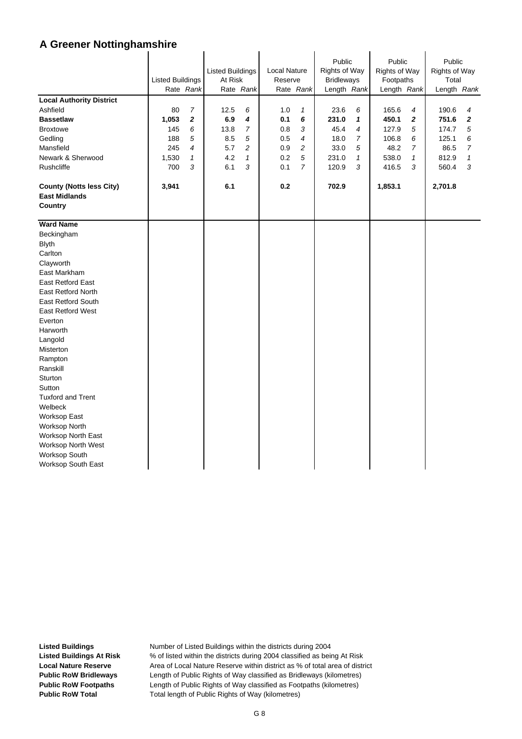# A Greener Nottinghamshire

| | Listed Buildings | | Listed Buildings At Risk | | Local Nature Reserve | | Public Rights of Way Bridleways | | Public Rights of Way Footpaths | | Public Rights of Way Total | |
|---|---|---|---|---|---|---|---|---|---|---|---|---|
| | Rate | *Rank* | Rate | *Rank* | Rate | *Rank* | Length | *Rank* | Length | *Rank* | Length | *Rank* |
| **Local Authority District** | | | | | | | | | | | | |
| Ashfield | 80 | *7* | 12.5 | *6* | 1.0 | *1* | 23.6 | *6* | 165.6 | *4* | 190.6 | *4* |
| **Bassetlaw** | **1,053** | ***2*** | **6.9** | ***4*** | **0.1** | ***6*** | **231.0** | ***1*** | **450.1** | ***2*** | **751.6** | ***2*** |
| Broxtowe | 145 | *6* | 13.8 | *7* | 0.8 | *3* | 45.4 | *4* | 127.9 | *5* | 174.7 | *5* |
| Gedling | 188 | *5* | 8.5 | *5* | 0.5 | *4* | 18.0 | *7* | 106.8 | *6* | 125.1 | *6* |
| Mansfield | 245 | *4* | 5.7 | *2* | 0.9 | *2* | 33.0 | *5* | 48.2 | *7* | 86.5 | *7* |
| Newark & Sherwood | 1,530 | *1* | 4.2 | *1* | 0.2 | *5* | 231.0 | *1* | 538.0 | *1* | 812.9 | *1* |
| Rushcliffe | 700 | *3* | 6.1 | *3* | 0.1 | *7* | 120.9 | *3* | 416.5 | *3* | 560.4 | *3* |
| **County (Notts less City)** | **3,941** | | **6.1** | | **0.2** | | **702.9** | | **1,853.1** | | **2,701.8** | |
| **East Midlands** | | | | | | | | | | | | |
| **Country** | | | | | | | | | | | | |
| **Ward Name** | | | | | | | | | | | | |
| Beckingham | | | | | | | | | | | | |
| Blyth | | | | | | | | | | | | |
| Carlton | | | | | | | | | | | | |
| Clayworth | | | | | | | | | | | | |
| East Markham | | | | | | | | | | | | |
| East Retford East | | | | | | | | | | | | |
| East Retford North | | | | | | | | | | | | |
| East Retford South | | | | | | | | | | | | |
| East Retford West | | | | | | | | | | | | |
| Everton | | | | | | | | | | | | |
| Harworth | | | | | | | | | | | | |
| Langold | | | | | | | | | | | | |
| Misterton | | | | | | | | | | | | |
| Rampton | | | | | | | | | | | | |
| Ranskill | | | | | | | | | | | | |
| Sturton | | | | | | | | | | | | |
| Sutton | | | | | | | | | | | | |
| Tuxford and Trent | | | | | | | | | | | | |
| Welbeck | | | | | | | | | | | | |
| Worksop East | | | | | | | | | | | | |
| Worksop North | | | | | | | | | | | | |
| Worksop North East | | | | | | | | | | | | |
| Worksop North West | | | | | | | | | | | | |
| Worksop South | | | | | | | | | | | | |
| Worksop South East | | | | | | | | | | | | |

**Listed Buildings** Number of Listed Buildings within the districts during 2004
**Listed Buildings At Risk** % of listed within the districts during 2004 classified as being At Risk
**Local Nature Reserve** Area of Local Nature Reserve within district as % of total area of district
**Public RoW Bridleways** Length of Public Rights of Way classified as Bridleways (kilometres)
**Public RoW Footpaths** Length of Public Rights of Way classified as Footpaths (kilometres)
**Public RoW Total** Total length of Public Rights of Way (kilometres)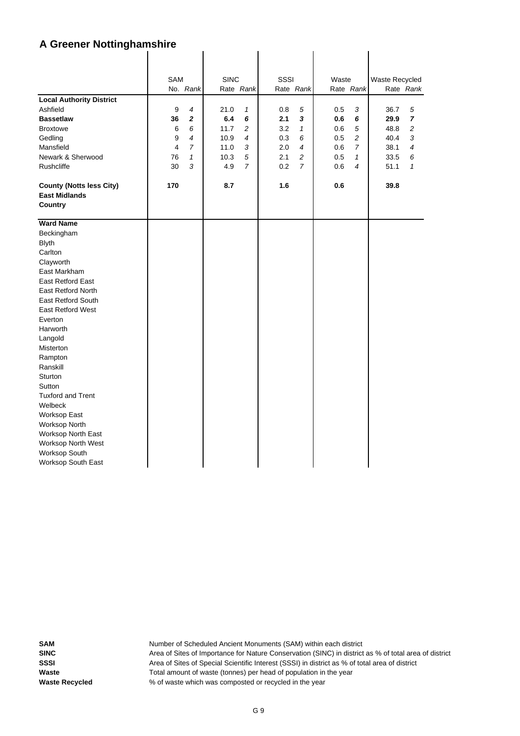# A Greener Nottinghamshire

| | SAM | | SINC | | SSSI | | Waste | | Waste Recycled | |
|---|---|---|---|---|---|---|---|---|---|---|
| | No. | *Rank* | Rate | *Rank* | Rate | *Rank* | Rate | *Rank* | Rate | *Rank* |
| **Local Authority District** | | | | | | | | | | |
| Ashfield | 9 | *4* | 21.0 | *1* | 0.8 | *5* | 0.5 | *3* | 36.7 | *5* |
| **Bassetlaw** | **36** | ***2*** | **6.4** | ***6*** | **2.1** | ***3*** | **0.6** | ***6*** | **29.9** | ***7*** |
| Broxtowe | 6 | *6* | 11.7 | *2* | 3.2 | *1* | 0.6 | *5* | 48.8 | *2* |
| Gedling | 9 | *4* | 10.9 | *4* | 0.3 | *6* | 0.5 | *2* | 40.4 | *3* |
| Mansfield | 4 | *7* | 11.0 | *3* | 2.0 | *4* | 0.6 | *7* | 38.1 | *4* |
| Newark & Sherwood | 76 | *1* | 10.3 | *5* | 2.1 | *2* | 0.5 | *1* | 33.5 | *6* |
| Rushcliffe | 30 | *3* | 4.9 | *7* | 0.2 | *7* | 0.6 | *4* | 51.1 | *1* |
| | | | | | | | | | | |
| **County (Notts less City)** | **170** | | **8.7** | | **1.6** | | **0.6** | | **39.8** | |
| **East Midlands** | | | | | | | | | | |
| **Country** | | | | | | | | | | |
| **Ward Name** | | | | | | | | | | |
| Beckingham | | | | | | | | | | |
| Blyth | | | | | | | | | | |
| Carlton | | | | | | | | | | |
| Clayworth | | | | | | | | | | |
| East Markham | | | | | | | | | | |
| East Retford East | | | | | | | | | | |
| East Retford North | | | | | | | | | | |
| East Retford South | | | | | | | | | | |
| East Retford West | | | | | | | | | | |
| Everton | | | | | | | | | | |
| Harworth | | | | | | | | | | |
| Langold | | | | | | | | | | |
| Misterton | | | | | | | | | | |
| Rampton | | | | | | | | | | |
| Ranskill | | | | | | | | | | |
| Sturton | | | | | | | | | | |
| Sutton | | | | | | | | | | |
| Tuxford and Trent | | | | | | | | | | |
| Welbeck | | | | | | | | | | |
| Worksop East | | | | | | | | | | |
| Worksop North | | | | | | | | | | |
| Worksop North East | | | | | | | | | | |
| Worksop North West | | | | | | | | | | |
| Worksop South | | | | | | | | | | |
| Worksop South East | | | | | | | | | | |

**SAM** Number of Scheduled Ancient Monuments (SAM) within each district

**SINC** Area of Sites of Importance for Nature Conservation (SINC) in district as % of total area of district

**SSSI** Area of Sites of Special Scientific Interest (SSSI) in district as % of total area of district

**Waste** Total amount of waste (tonnes) per head of population in the year

**Waste Recycled** % of waste which was composted or recycled in the year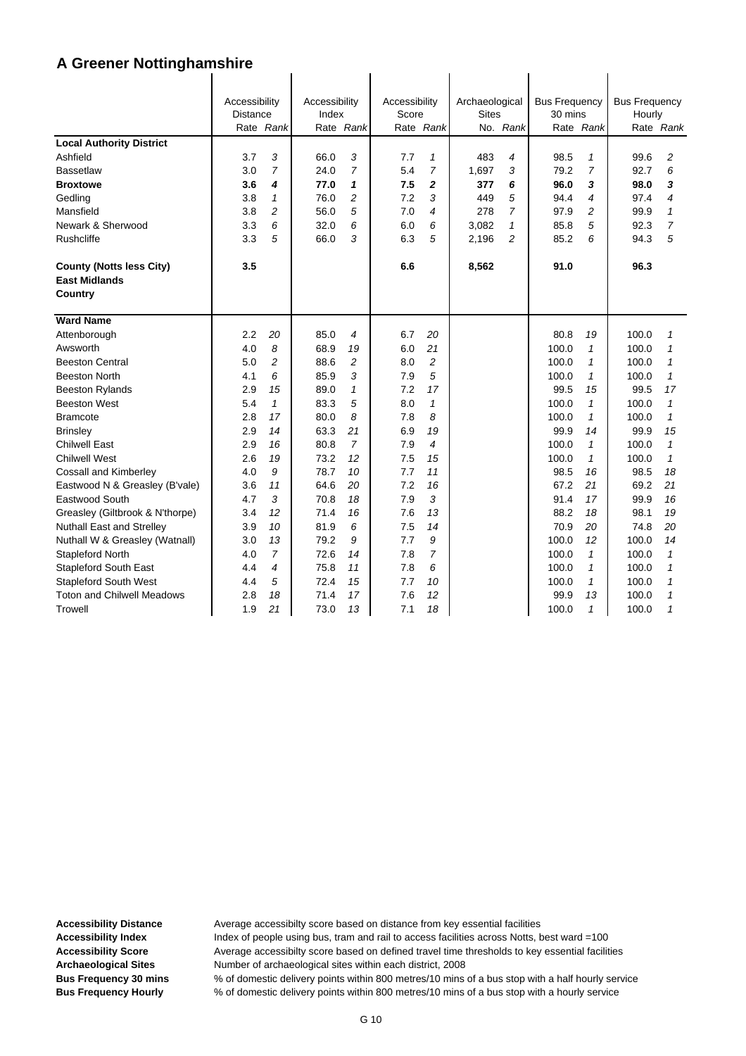# A Greener Nottinghamshire

| | Accessibility Distance | | Accessibility Index | | Accessibility Score | | Archaeological Sites | | Bus Frequency 30 mins | | Bus Frequency Hourly | |
|---|---|---|---|---|---|---|---|---|---|---|---|---|
| | Rate | *Rank* | Rate | *Rank* | Rate | *Rank* | No. | *Rank* | Rate | *Rank* | Rate | *Rank* |
| **Local Authority District** | | | | | | | | | | | | |
| Ashfield | 3.7 | *3* | 66.0 | *3* | 7.7 | *1* | 483 | *4* | 98.5 | *1* | 99.6 | *2* |
| Bassetlaw | 3.0 | *7* | 24.0 | *7* | 5.4 | *7* | 1,697 | *3* | 79.2 | *7* | 92.7 | *6* |
| **Broxtowe** | **3.6** | ***4*** | **77.0** | ***1*** | **7.5** | ***2*** | **377** | ***6*** | **96.0** | ***3*** | **98.0** | ***3*** |
| Gedling | 3.8 | *1* | 76.0 | *2* | 7.2 | *3* | 449 | *5* | 94.4 | *4* | 97.4 | *4* |
| Mansfield | 3.8 | *2* | 56.0 | *5* | 7.0 | *4* | 278 | *7* | 97.9 | *2* | 99.9 | *1* |
| Newark & Sherwood | 3.3 | *6* | 32.0 | *6* | 6.0 | *6* | 3,082 | *1* | 85.8 | *5* | 92.3 | *7* |
| Rushcliffe | 3.3 | *5* | 66.0 | *3* | 6.3 | *5* | 2,196 | *2* | 85.2 | *6* | 94.3 | *5* |
| **County (Notts less City)** | **3.5** | | | | **6.6** | | **8,562** | | **91.0** | | **96.3** | |
| **East Midlands** | | | | | | | | | | | | |
| **Country** | | | | | | | | | | | | |
| **Ward Name** | | | | | | | | | | | | |
| Attenborough | 2.2 | *20* | 85.0 | *4* | 6.7 | *20* | | | 80.8 | *19* | 100.0 | *1* |
| Awsworth | 4.0 | *8* | 68.9 | *19* | 6.0 | *21* | | | 100.0 | *1* | 100.0 | *1* |
| Beeston Central | 5.0 | *2* | 88.6 | *2* | 8.0 | *2* | | | 100.0 | *1* | 100.0 | *1* |
| Beeston North | 4.1 | *6* | 85.9 | *3* | 7.9 | *5* | | | 100.0 | *1* | 100.0 | *1* |
| Beeston Rylands | 2.9 | *15* | 89.0 | *1* | 7.2 | *17* | | | 99.5 | *15* | 99.5 | *17* |
| Beeston West | 5.4 | *1* | 83.3 | *5* | 8.0 | *1* | | | 100.0 | *1* | 100.0 | *1* |
| Bramcote | 2.8 | *17* | 80.0 | *8* | 7.8 | *8* | | | 100.0 | *1* | 100.0 | *1* |
| Brinsley | 2.9 | *14* | 63.3 | *21* | 6.9 | *19* | | | 99.9 | *14* | 99.9 | *15* |
| Chilwell East | 2.9 | *16* | 80.8 | *7* | 7.9 | *4* | | | 100.0 | *1* | 100.0 | *1* |
| Chilwell West | 2.6 | *19* | 73.2 | *12* | 7.5 | *15* | | | 100.0 | *1* | 100.0 | *1* |
| Cossall and Kimberley | 4.0 | *9* | 78.7 | *10* | 7.7 | *11* | | | 98.5 | *16* | 98.5 | *18* |
| Eastwood N & Greasley (B'vale) | 3.6 | *11* | 64.6 | *20* | 7.2 | *16* | | | 67.2 | *21* | 69.2 | *21* |
| Eastwood South | 4.7 | *3* | 70.8 | *18* | 7.9 | *3* | | | 91.4 | *17* | 99.9 | *16* |
| Greasley (Giltbrook & N'thorpe) | 3.4 | *12* | 71.4 | *16* | 7.6 | *13* | | | 88.2 | *18* | 98.1 | *19* |
| Nuthall East and Strelley | 3.9 | *10* | 81.9 | *6* | 7.5 | *14* | | | 70.9 | *20* | 74.8 | *20* |
| Nuthall W & Greasley (Watnall) | 3.0 | *13* | 79.2 | *9* | 7.7 | *9* | | | 100.0 | *12* | 100.0 | *14* |
| Stapleford North | 4.0 | *7* | 72.6 | *14* | 7.8 | *7* | | | 100.0 | *1* | 100.0 | *1* |
| Stapleford South East | 4.4 | *4* | 75.8 | *11* | 7.8 | *6* | | | 100.0 | *1* | 100.0 | *1* |
| Stapleford South West | 4.4 | *5* | 72.4 | *15* | 7.7 | *10* | | | 100.0 | *1* | 100.0 | *1* |
| Toton and Chilwell Meadows | 2.8 | *18* | 71.4 | *17* | 7.6 | *12* | | | 99.9 | *13* | 100.0 | *1* |
| Trowell | 1.9 | *21* | 73.0 | *13* | 7.1 | *18* | | | 100.0 | *1* | 100.0 | *1* |

**Accessibility Distance** Average accessibilty score based on distance from key essential facilities
**Accessibility Index** Index of people using bus, tram and rail to access facilities across Notts, best ward =100
**Accessibility Score** Average accessibilty score based on defined travel time thresholds to key essential facilities
**Archaeological Sites** Number of archaeological sites within each district, 2008
**Bus Frequency 30 mins** % of domestic delivery points within 800 metres/10 mins of a bus stop with a half hourly service
**Bus Frequency Hourly** % of domestic delivery points within 800 metres/10 mins of a bus stop with a hourly service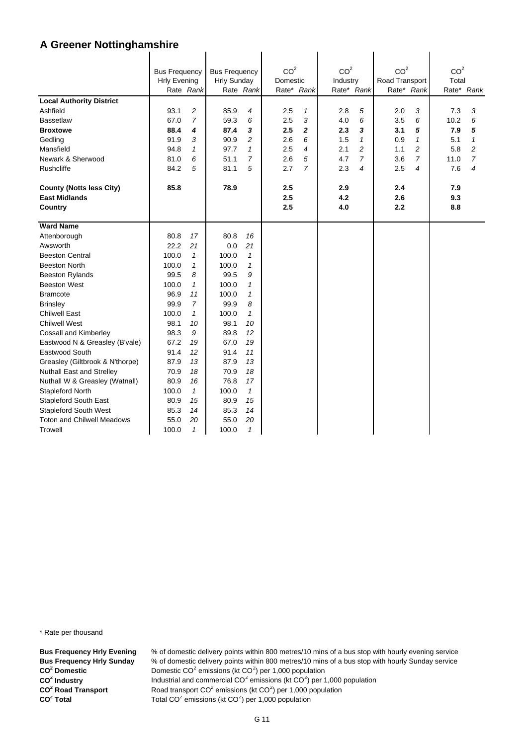# A Greener Nottinghamshire

| | Bus Frequency Hrly Evening | | Bus Frequency Hrly Sunday | | $CO^2$ Domestic | | $CO^2$ Industry | | $CO^2$ Road Transport | | $CO^2$ Total | |
|---|---|---|---|---|---|---|---|---|---|---|---|---|
| | Rate | *Rank* | Rate | *Rank* | Rate* | *Rank* | Rate* | *Rank* | Rate* | *Rank* | Rate* | *Rank* |
| **Local Authority District** | | | | | | | | | | | | |
| Ashfield | 93.1 | *2* | 85.9 | *4* | 2.5 | *1* | 2.8 | *5* | 2.0 | *3* | 7.3 | *3* |
| Bassetlaw | 67.0 | *7* | 59.3 | *6* | 2.5 | *3* | 4.0 | *6* | 3.5 | *6* | 10.2 | *6* |
| **Broxtowe** | **88.4** | ***4*** | **87.4** | ***3*** | **2.5** | ***2*** | **2.3** | ***3*** | **3.1** | ***5*** | **7.9** | ***5*** |
| Gedling | 91.9 | *3* | 90.9 | *2* | 2.6 | *6* | 1.5 | *1* | 0.9 | *1* | 5.1 | *1* |
| Mansfield | 94.8 | *1* | 97.7 | *1* | 2.5 | *4* | 2.1 | *2* | 1.1 | *2* | 5.8 | *2* |
| Newark & Sherwood | 81.0 | *6* | 51.1 | *7* | 2.6 | *5* | 4.7 | *7* | 3.6 | *7* | 11.0 | *7* |
| Rushcliffe | 84.2 | *5* | 81.1 | *5* | 2.7 | *7* | 2.3 | *4* | 2.5 | *4* | 7.6 | *4* |
| **County (Notts less City)** | **85.8** | | **78.9** | | **2.5** | | **2.9** | | **2.4** | | **7.9** | |
| **East Midlands** | | | | | **2.5** | | **4.2** | | **2.6** | | **9.3** | |
| **Country** | | | | | **2.5** | | **4.0** | | **2.2** | | **8.8** | |
| **Ward Name** | | | | | | | | | | | | |
| Attenborough | 80.8 | *17* | 80.8 | *16* | | | | | | | | |
| Awsworth | 22.2 | *21* | 0.0 | *21* | | | | | | | | |
| Beeston Central | 100.0 | *1* | 100.0 | *1* | | | | | | | | |
| Beeston North | 100.0 | *1* | 100.0 | *1* | | | | | | | | |
| Beeston Rylands | 99.5 | *8* | 99.5 | *9* | | | | | | | | |
| Beeston West | 100.0 | *1* | 100.0 | *1* | | | | | | | | |
| Bramcote | 96.9 | *11* | 100.0 | *1* | | | | | | | | |
| Brinsley | 99.9 | *7* | 99.9 | *8* | | | | | | | | |
| Chilwell East | 100.0 | *1* | 100.0 | *1* | | | | | | | | |
| Chilwell West | 98.1 | *10* | 98.1 | *10* | | | | | | | | |
| Cossall and Kimberley | 98.3 | *9* | 89.8 | *12* | | | | | | | | |
| Eastwood N & Greasley (B'vale) | 67.2 | *19* | 67.0 | *19* | | | | | | | | |
| Eastwood South | 91.4 | *12* | 91.4 | *11* | | | | | | | | |
| Greasley (Giltbrook & N'thorpe) | 87.9 | *13* | 87.9 | *13* | | | | | | | | |
| Nuthall East and Strelley | 70.9 | *18* | 70.9 | *18* | | | | | | | | |
| Nuthall W & Greasley (Watnall) | 80.9 | *16* | 76.8 | *17* | | | | | | | | |
| Stapleford North | 100.0 | *1* | 100.0 | *1* | | | | | | | | |
| Stapleford South East | 80.9 | *15* | 80.9 | *15* | | | | | | | | |
| Stapleford South West | 85.3 | *14* | 85.3 | *14* | | | | | | | | |
| Toton and Chilwell Meadows | 55.0 | *20* | 55.0 | *20* | | | | | | | | |
| Trowell | 100.0 | *1* | 100.0 | *1* | | | | | | | | |

\* Rate per thousand

**Bus Frequency Hrly Evening** % of domestic delivery points within 800 metres/10 mins of a bus stop with hourly evening service

**Bus Frequency Hrly Sunday** % of domestic delivery points within 800 metres/10 mins of a bus stop with hourly Sunday service

**$CO^2$ Domestic** Domestic $CO^2$ emissions (kt $CO^2$) per 1,000 population

**$CO^2$ Industry** Industrial and commercial $CO^2$ emissions (kt $CO^2$) per 1,000 population

**$CO^2$ Road Transport** Road transport $CO^2$ emissions (kt $CO^2$) per 1,000 population

**$CO^2$ Total** Total $CO^2$ emissions (kt $CO^2$) per 1,000 population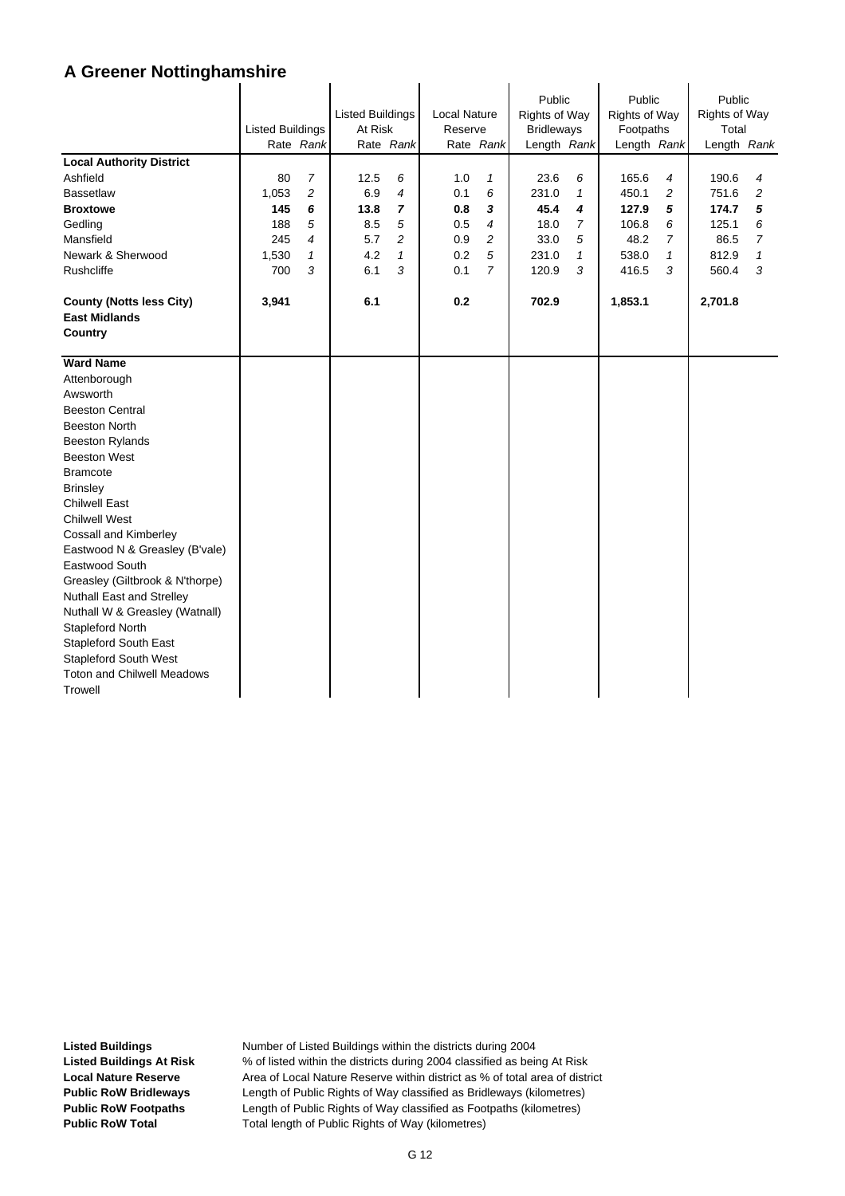# A Greener Nottinghamshire

| | Listed Buildings | | Listed Buildings At Risk | | Local Nature Reserve | | Public Rights of Way Bridleways | | Public Rights of Way Footpaths | | Public Rights of Way Total | |
|---|---|---|---|---|---|---|---|---|---|---|---|---|
| | Rate | *Rank* | Rate | *Rank* | Rate | *Rank* | Length | *Rank* | Length | *Rank* | Length | *Rank* |
| **Local Authority District** | | | | | | | | | | | | |
| Ashfield | 80 | *7* | 12.5 | *6* | 1.0 | *1* | 23.6 | *6* | 165.6 | *4* | 190.6 | *4* |
| Bassetlaw | 1,053 | *2* | 6.9 | *4* | 0.1 | *6* | 231.0 | *1* | 450.1 | *2* | 751.6 | *2* |
| **Broxtowe** | **145** | ***6*** | **13.8** | ***7*** | **0.8** | ***3*** | **45.4** | ***4*** | **127.9** | ***5*** | **174.7** | ***5*** |
| Gedling | 188 | *5* | 8.5 | *5* | 0.5 | *4* | 18.0 | *7* | 106.8 | *6* | 125.1 | *6* |
| Mansfield | 245 | *4* | 5.7 | *2* | 0.9 | *2* | 33.0 | *5* | 48.2 | *7* | 86.5 | *7* |
| Newark & Sherwood | 1,530 | *1* | 4.2 | *1* | 0.2 | *5* | 231.0 | *1* | 538.0 | *1* | 812.9 | *1* |
| Rushcliffe | 700 | *3* | 6.1 | *3* | 0.1 | *7* | 120.9 | *3* | 416.5 | *3* | 560.4 | *3* |
| **County (Notts less City)** | **3,941** | | **6.1** | | **0.2** | | **702.9** | | **1,853.1** | | **2,701.8** | |
| **East Midlands** | | | | | | | | | | | | |
| **Country** | | | | | | | | | | | | |
| **Ward Name** | | | | | | | | | | | | |
| Attenborough | | | | | | | | | | | | |
| Awsworth | | | | | | | | | | | | |
| Beeston Central | | | | | | | | | | | | |
| Beeston North | | | | | | | | | | | | |
| Beeston Rylands | | | | | | | | | | | | |
| Beeston West | | | | | | | | | | | | |
| Bramcote | | | | | | | | | | | | |
| Brinsley | | | | | | | | | | | | |
| Chilwell East | | | | | | | | | | | | |
| Chilwell West | | | | | | | | | | | | |
| Cossall and Kimberley | | | | | | | | | | | | |
| Eastwood N & Greasley (B'vale) | | | | | | | | | | | | |
| Eastwood South | | | | | | | | | | | | |
| Greasley (Giltbrook & N'thorpe) | | | | | | | | | | | | |
| Nuthall East and Strelley | | | | | | | | | | | | |
| Nuthall W & Greasley (Watnall) | | | | | | | | | | | | |
| Stapleford North | | | | | | | | | | | | |
| Stapleford South East | | | | | | | | | | | | |
| Stapleford South West | | | | | | | | | | | | |
| Toton and Chilwell Meadows | | | | | | | | | | | | |
| Trowell | | | | | | | | | | | | |

**Listed Buildings** Number of Listed Buildings within the districts during 2004
**Listed Buildings At Risk** % of listed within the districts during 2004 classified as being At Risk
**Local Nature Reserve** Area of Local Nature Reserve within district as % of total area of district
**Public RoW Bridleways** Length of Public Rights of Way classified as Bridleways (kilometres)
**Public RoW Footpaths** Length of Public Rights of Way classified as Footpaths (kilometres)
**Public RoW Total** Total length of Public Rights of Way (kilometres)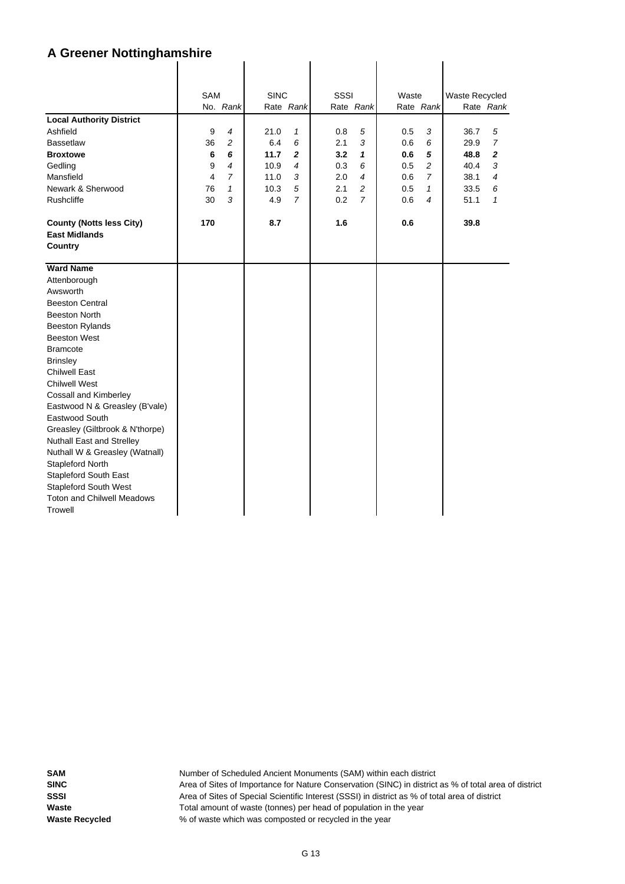# A Greener Nottinghamshire

| | SAM | | SINC | | SSSI | | Waste | | Waste Recycled | |
|---|---|---|---|---|---|---|---|---|---|---|
| | No. | *Rank* | Rate | *Rank* | Rate | *Rank* | Rate | *Rank* | Rate | *Rank* |
| **Local Authority District** | | | | | | | | | | |
| Ashfield | 9 | *4* | 21.0 | *1* | 0.8 | *5* | 0.5 | *3* | 36.7 | *5* |
| Bassetlaw | 36 | *2* | 6.4 | *6* | 2.1 | *3* | 0.6 | *6* | 29.9 | *7* |
| **Broxtowe** | **6** | ***6*** | **11.7** | ***2*** | **3.2** | ***1*** | **0.6** | ***5*** | **48.8** | ***2*** |
| Gedling | 9 | *4* | 10.9 | *4* | 0.3 | *6* | 0.5 | *2* | 40.4 | *3* |
| Mansfield | 4 | *7* | 11.0 | *3* | 2.0 | *4* | 0.6 | *7* | 38.1 | *4* |
| Newark & Sherwood | 76 | *1* | 10.3 | *5* | 2.1 | *2* | 0.5 | *1* | 33.5 | *6* |
| Rushcliffe | 30 | *3* | 4.9 | *7* | 0.2 | *7* | 0.6 | *4* | 51.1 | *1* |
| **County (Notts less City)** | **170** | | **8.7** | | **1.6** | | **0.6** | | **39.8** | |
| **East Midlands** | | | | | | | | | | |
| **Country** | | | | | | | | | | |
| **Ward Name** | | | | | | | | | | |
| Attenborough | | | | | | | | | | |
| Awsworth | | | | | | | | | | |
| Beeston Central | | | | | | | | | | |
| Beeston North | | | | | | | | | | |
| Beeston Rylands | | | | | | | | | | |
| Beeston West | | | | | | | | | | |
| Bramcote | | | | | | | | | | |
| Brinsley | | | | | | | | | | |
| Chilwell East | | | | | | | | | | |
| Chilwell West | | | | | | | | | | |
| Cossall and Kimberley | | | | | | | | | | |
| Eastwood N & Greasley (B'vale) | | | | | | | | | | |
| Eastwood South | | | | | | | | | | |
| Greasley (Giltbrook & N'thorpe) | | | | | | | | | | |
| Nuthall East and Strelley | | | | | | | | | | |
| Nuthall W & Greasley (Watnall) | | | | | | | | | | |
| Stapleford North | | | | | | | | | | |
| Stapleford South East | | | | | | | | | | |
| Stapleford South West | | | | | | | | | | |
| Toton and Chilwell Meadows | | | | | | | | | | |
| Trowell | | | | | | | | | | |

**SAM** Number of Scheduled Ancient Monuments (SAM) within each district
**SINC** Area of Sites of Importance for Nature Conservation (SINC) in district as % of total area of district
**SSSI** Area of Sites of Special Scientific Interest (SSSI) in district as % of total area of district
**Waste** Total amount of waste (tonnes) per head of population in the year
**Waste Recycled** % of waste which was composted or recycled in the year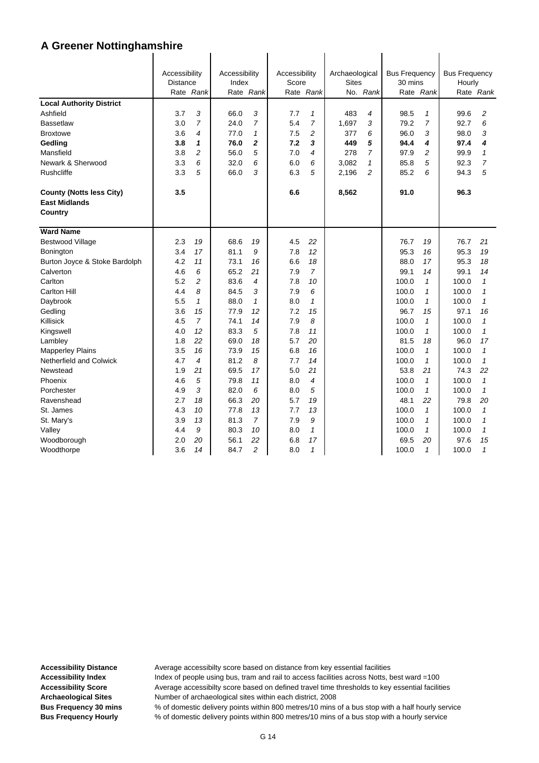# A Greener Nottinghamshire

| | Accessibility Distance | | Accessibility Index | | Accessibility Score | | Archaeological Sites | | Bus Frequency 30 mins | | Bus Frequency Hourly | |
|---|---|---|---|---|---|---|---|---|---|---|---|---|
| | Rate | *Rank* | Rate | *Rank* | Rate | *Rank* | No. | *Rank* | Rate | *Rank* | Rate | *Rank* |
| **Local Authority District** | | | | | | | | | | | | |
| Ashfield | 3.7 | *3* | 66.0 | *3* | 7.7 | *1* | 483 | *4* | 98.5 | *1* | 99.6 | *2* |
| Bassetlaw | 3.0 | *7* | 24.0 | *7* | 5.4 | *7* | 1,697 | *3* | 79.2 | *7* | 92.7 | *6* |
| Broxtowe | 3.6 | *4* | 77.0 | *1* | 7.5 | *2* | 377 | *6* | 96.0 | *3* | 98.0 | *3* |
| **Gedling** | **3.8** | ***1*** | **76.0** | ***2*** | **7.2** | ***3*** | **449** | ***5*** | **94.4** | ***4*** | **97.4** | ***4*** |
| Mansfield | 3.8 | *2* | 56.0 | *5* | 7.0 | *4* | 278 | *7* | 97.9 | *2* | 99.9 | *1* |
| Newark & Sherwood | 3.3 | *6* | 32.0 | *6* | 6.0 | *6* | 3,082 | *1* | 85.8 | *5* | 92.3 | *7* |
| Rushcliffe | 3.3 | *5* | 66.0 | *3* | 6.3 | *5* | 2,196 | *2* | 85.2 | *6* | 94.3 | *5* |
| **County (Notts less City)** | **3.5** | | | | **6.6** | | **8,562** | | **91.0** | | **96.3** | |
| **East Midlands** | | | | | | | | | | | | |
| **Country** | | | | | | | | | | | | |
| **Ward Name** | | | | | | | | | | | | |
| Bestwood Village | 2.3 | *19* | 68.6 | *19* | 4.5 | *22* | | | 76.7 | *19* | 76.7 | *21* |
| Bonington | 3.4 | *17* | 81.1 | *9* | 7.8 | *12* | | | 95.3 | *16* | 95.3 | *19* |
| Burton Joyce & Stoke Bardolph | 4.2 | *11* | 73.1 | *16* | 6.6 | *18* | | | 88.0 | *17* | 95.3 | *18* |
| Calverton | 4.6 | *6* | 65.2 | *21* | 7.9 | *7* | | | 99.1 | *14* | 99.1 | *14* |
| Carlton | 5.2 | *2* | 83.6 | *4* | 7.8 | *10* | | | 100.0 | *1* | 100.0 | *1* |
| Carlton Hill | 4.4 | *8* | 84.5 | *3* | 7.9 | *6* | | | 100.0 | *1* | 100.0 | *1* |
| Daybrook | 5.5 | *1* | 88.0 | *1* | 8.0 | *1* | | | 100.0 | *1* | 100.0 | *1* |
| Gedling | 3.6 | *15* | 77.9 | *12* | 7.2 | *15* | | | 96.7 | *15* | 97.1 | *16* |
| Killisick | 4.5 | *7* | 74.1 | *14* | 7.9 | *8* | | | 100.0 | *1* | 100.0 | *1* |
| Kingswell | 4.0 | *12* | 83.3 | *5* | 7.8 | *11* | | | 100.0 | *1* | 100.0 | *1* |
| Lambley | 1.8 | *22* | 69.0 | *18* | 5.7 | *20* | | | 81.5 | *18* | 96.0 | *17* |
| Mapperley Plains | 3.5 | *16* | 73.9 | *15* | 6.8 | *16* | | | 100.0 | *1* | 100.0 | *1* |
| Netherfield and Colwick | 4.7 | *4* | 81.2 | *8* | 7.7 | *14* | | | 100.0 | *1* | 100.0 | *1* |
| Newstead | 1.9 | *21* | 69.5 | *17* | 5.0 | *21* | | | 53.8 | *21* | 74.3 | *22* |
| Phoenix | 4.6 | *5* | 79.8 | *11* | 8.0 | *4* | | | 100.0 | *1* | 100.0 | *1* |
| Porchester | 4.9 | *3* | 82.0 | *6* | 8.0 | *5* | | | 100.0 | *1* | 100.0 | *1* |
| Ravenshead | 2.7 | *18* | 66.3 | *20* | 5.7 | *19* | | | 48.1 | *22* | 79.8 | *20* |
| St. James | 4.3 | *10* | 77.8 | *13* | 7.7 | *13* | | | 100.0 | *1* | 100.0 | *1* |
| St. Mary's | 3.9 | *13* | 81.3 | *7* | 7.9 | *9* | | | 100.0 | *1* | 100.0 | *1* |
| Valley | 4.4 | *9* | 80.3 | *10* | 8.0 | *1* | | | 100.0 | *1* | 100.0 | *1* |
| Woodborough | 2.0 | *20* | 56.1 | *22* | 6.8 | *17* | | | 69.5 | *20* | 97.6 | *15* |
| Woodthorpe | 3.6 | *14* | 84.7 | *2* | 8.0 | *1* | | | 100.0 | *1* | 100.0 | *1* |

**Accessibility Distance** Average accessibilty score based on distance from key essential facilities
**Accessibility Index** Index of people using bus, tram and rail to access facilities across Notts, best ward =100
**Accessibility Score** Average accessibilty score based on defined travel time thresholds to key essential facilities
**Archaeological Sites** Number of archaeological sites within each district, 2008
**Bus Frequency 30 mins** % of domestic delivery points within 800 metres/10 mins of a bus stop with a half hourly service
**Bus Frequency Hourly** % of domestic delivery points within 800 metres/10 mins of a bus stop with a hourly service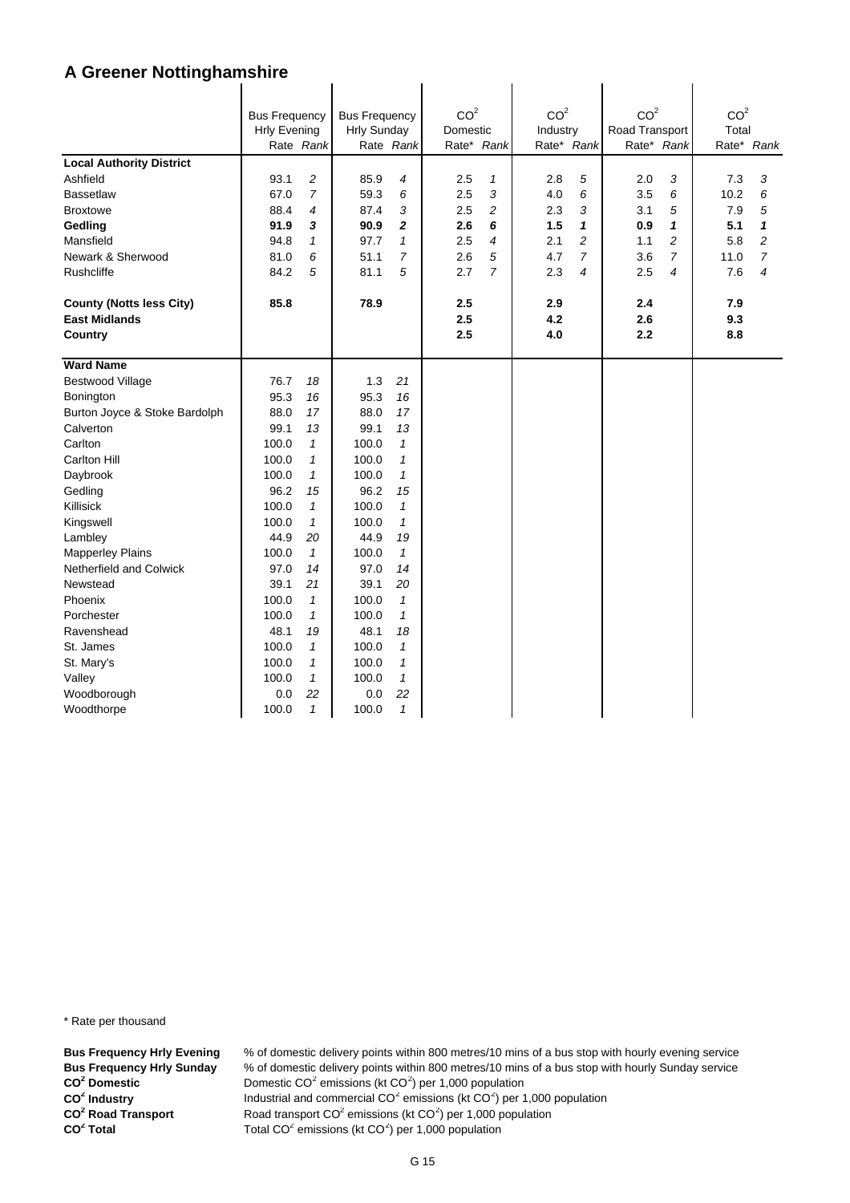# A Greener Nottinghamshire

| | Bus Frequency Hrly Evening | | Bus Frequency Hrly Sunday | | $CO^2$ Domestic | | $CO^2$ Industry | | $CO^2$ Road Transport | | $CO^2$ Total | |
|---|---|---|---|---|---|---|---|---|---|---|---|---|
| | Rate | *Rank* | Rate | *Rank* | Rate* | *Rank* | Rate* | *Rank* | Rate* | *Rank* | Rate* | *Rank* |
| **Local Authority District** | | | | | | | | | | | | |
| Ashfield | 93.1 | *2* | 85.9 | *4* | 2.5 | *1* | 2.8 | *5* | 2.0 | *3* | 7.3 | *3* |
| Bassetlaw | 67.0 | *7* | 59.3 | *6* | 2.5 | *3* | 4.0 | *6* | 3.5 | *6* | 10.2 | *6* |
| Broxtowe | 88.4 | *4* | 87.4 | *3* | 2.5 | *2* | 2.3 | *3* | 3.1 | *5* | 7.9 | *5* |
| **Gedling** | **91.9** | ***3*** | **90.9** | ***2*** | **2.6** | ***6*** | **1.5** | ***1*** | **0.9** | ***1*** | **5.1** | ***1*** |
| Mansfield | 94.8 | *1* | 97.7 | *1* | 2.5 | *4* | 2.1 | *2* | 1.1 | *2* | 5.8 | *2* |
| Newark & Sherwood | 81.0 | *6* | 51.1 | *7* | 2.6 | *5* | 4.7 | *7* | 3.6 | *7* | 11.0 | *7* |
| Rushcliffe | 84.2 | *5* | 81.1 | *5* | 2.7 | *7* | 2.3 | *4* | 2.5 | *4* | 7.6 | *4* |
| **County (Notts less City)** | **85.8** | | **78.9** | | **2.5** | | **2.9** | | **2.4** | | **7.9** | |
| **East Midlands** | | | | | **2.5** | | **4.2** | | **2.6** | | **9.3** | |
| **Country** | | | | | **2.5** | | **4.0** | | **2.2** | | **8.8** | |
| **Ward Name** | | | | | | | | | | | | |
| Bestwood Village | 76.7 | *18* | 1.3 | *21* | | | | | | | | |
| Bonington | 95.3 | *16* | 95.3 | *16* | | | | | | | | |
| Burton Joyce & Stoke Bardolph | 88.0 | *17* | 88.0 | *17* | | | | | | | | |
| Calverton | 99.1 | *13* | 99.1 | *13* | | | | | | | | |
| Carlton | 100.0 | *1* | 100.0 | *1* | | | | | | | | |
| Carlton Hill | 100.0 | *1* | 100.0 | *1* | | | | | | | | |
| Daybrook | 100.0 | *1* | 100.0 | *1* | | | | | | | | |
| Gedling | 96.2 | *15* | 96.2 | *15* | | | | | | | | |
| Killisick | 100.0 | *1* | 100.0 | *1* | | | | | | | | |
| Kingswell | 100.0 | *1* | 100.0 | *1* | | | | | | | | |
| Lambley | 44.9 | *20* | 44.9 | *19* | | | | | | | | |
| Mapperley Plains | 100.0 | *1* | 100.0 | *1* | | | | | | | | |
| Netherfield and Colwick | 97.0 | *14* | 97.0 | *14* | | | | | | | | |
| Newstead | 39.1 | *21* | 39.1 | *20* | | | | | | | | |
| Phoenix | 100.0 | *1* | 100.0 | *1* | | | | | | | | |
| Porchester | 100.0 | *1* | 100.0 | *1* | | | | | | | | |
| Ravenshead | 48.1 | *19* | 48.1 | *18* | | | | | | | | |
| St. James | 100.0 | *1* | 100.0 | *1* | | | | | | | | |
| St. Mary's | 100.0 | *1* | 100.0 | *1* | | | | | | | | |
| Valley | 100.0 | *1* | 100.0 | *1* | | | | | | | | |
| Woodborough | 0.0 | *22* | 0.0 | *22* | | | | | | | | |
| Woodthorpe | 100.0 | *1* | 100.0 | *1* | | | | | | | | |

\* Rate per thousand

**Bus Frequency Hrly Evening** % of domestic delivery points within 800 metres/10 mins of a bus stop with hourly evening service
**Bus Frequency Hrly Sunday** % of domestic delivery points within 800 metres/10 mins of a bus stop with hourly Sunday service
**$CO^2$ Domestic** Domestic $CO^2$ emissions (kt $CO^2$) per 1,000 population
**$CO^2$ Industry** Industrial and commercial $CO^2$ emissions (kt $CO^2$) per 1,000 population
**$CO^2$ Road Transport** Road transport $CO^2$ emissions (kt $CO^2$) per 1,000 population
**$CO^2$ Total** Total $CO^2$ emissions (kt $CO^2$) per 1,000 population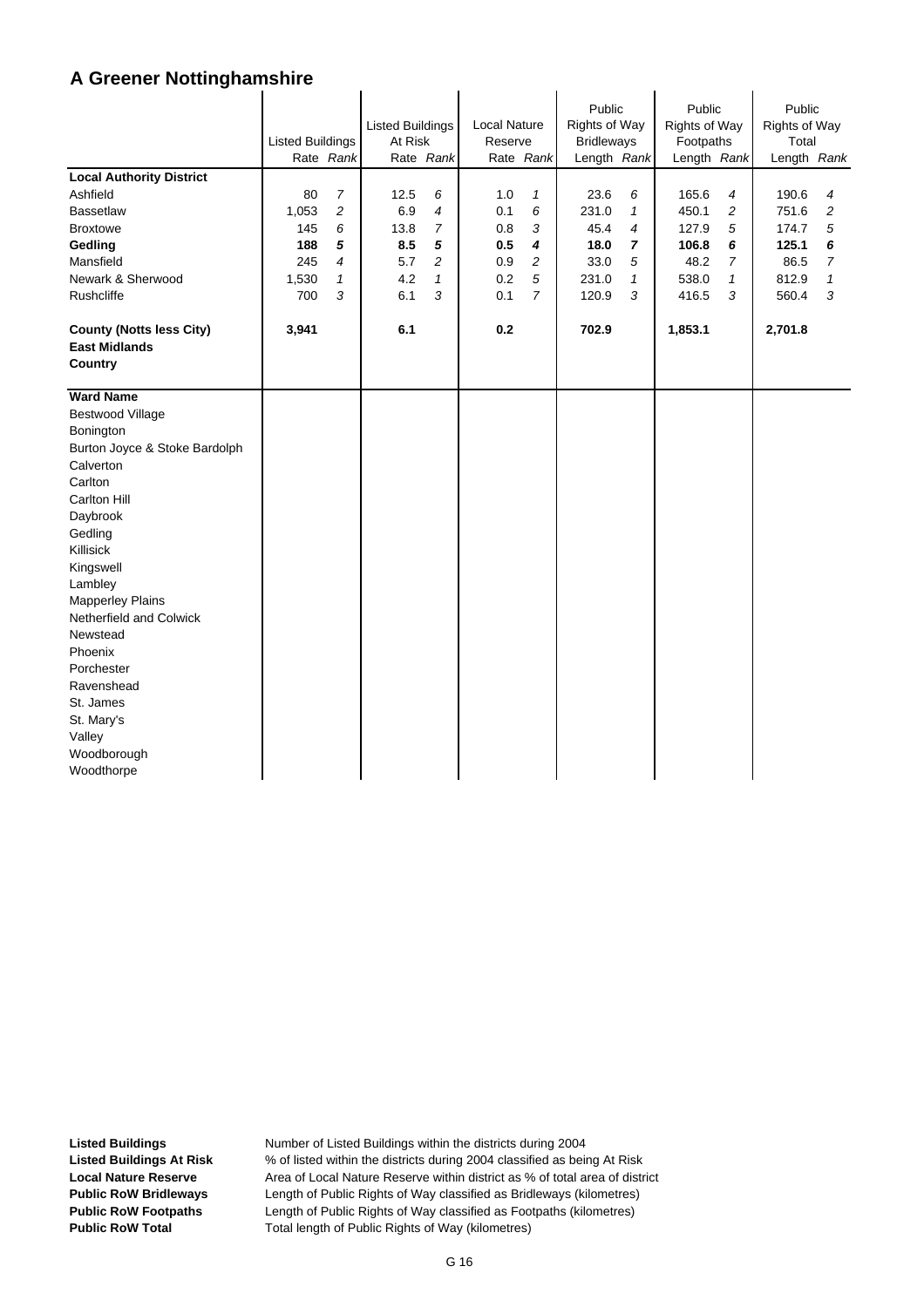# A Greener Nottinghamshire

| | Listed Buildings | | Listed Buildings At Risk | | Local Nature Reserve | | Public Rights of Way Bridleways | | Public Rights of Way Footpaths | | Public Rights of Way Total | |
|---|---|---|---|---|---|---|---|---|---|---|---|---|
| | Rate | *Rank* | Rate | *Rank* | Rate | *Rank* | Length | *Rank* | Length | *Rank* | Length | *Rank* |
| **Local Authority District** | | | | | | | | | | | | |
| Ashfield | 80 | *7* | 12.5 | *6* | 1.0 | *1* | 23.6 | *6* | 165.6 | *4* | 190.6 | *4* |
| Bassetlaw | 1,053 | *2* | 6.9 | *4* | 0.1 | *6* | 231.0 | *1* | 450.1 | *2* | 751.6 | *2* |
| Broxtowe | 145 | *6* | 13.8 | *7* | 0.8 | *3* | 45.4 | *4* | 127.9 | *5* | 174.7 | *5* |
| **Gedling** | **188** | ***5*** | **8.5** | ***5*** | **0.5** | ***4*** | **18.0** | ***7*** | **106.8** | ***6*** | **125.1** | ***6*** |
| Mansfield | 245 | *4* | 5.7 | *2* | 0.9 | *2* | 33.0 | *5* | 48.2 | *7* | 86.5 | *7* |
| Newark & Sherwood | 1,530 | *1* | 4.2 | *1* | 0.2 | *5* | 231.0 | *1* | 538.0 | *1* | 812.9 | *1* |
| Rushcliffe | 700 | *3* | 6.1 | *3* | 0.1 | *7* | 120.9 | *3* | 416.5 | *3* | 560.4 | *3* |
| **County (Notts less City)** | **3,941** | | **6.1** | | **0.2** | | **702.9** | | **1,853.1** | | **2,701.8** | |
| **East Midlands** | | | | | | | | | | | | |
| **Country** | | | | | | | | | | | | |
| **Ward Name** | | | | | | | | | | | | |
| Bestwood Village | | | | | | | | | | | | |
| Bonington | | | | | | | | | | | | |
| Burton Joyce & Stoke Bardolph | | | | | | | | | | | | |
| Calverton | | | | | | | | | | | | |
| Carlton | | | | | | | | | | | | |
| Carlton Hill | | | | | | | | | | | | |
| Daybrook | | | | | | | | | | | | |
| Gedling | | | | | | | | | | | | |
| Killisick | | | | | | | | | | | | |
| Kingswell | | | | | | | | | | | | |
| Lambley | | | | | | | | | | | | |
| Mapperley Plains | | | | | | | | | | | | |
| Netherfield and Colwick | | | | | | | | | | | | |
| Newstead | | | | | | | | | | | | |
| Phoenix | | | | | | | | | | | | |
| Porchester | | | | | | | | | | | | |
| Ravenshead | | | | | | | | | | | | |
| St. James | | | | | | | | | | | | |
| St. Mary's | | | | | | | | | | | | |
| Valley | | | | | | | | | | | | |
| Woodborough | | | | | | | | | | | | |
| Woodthorpe | | | | | | | | | | | | |

**Listed Buildings** Number of Listed Buildings within the districts during 2004
**Listed Buildings At Risk** % of listed within the districts during 2004 classified as being At Risk
**Local Nature Reserve** Area of Local Nature Reserve within district as % of total area of district
**Public RoW Bridleways** Length of Public Rights of Way classified as Bridleways (kilometres)
**Public RoW Footpaths** Length of Public Rights of Way classified as Footpaths (kilometres)
**Public RoW Total** Total length of Public Rights of Way (kilometres)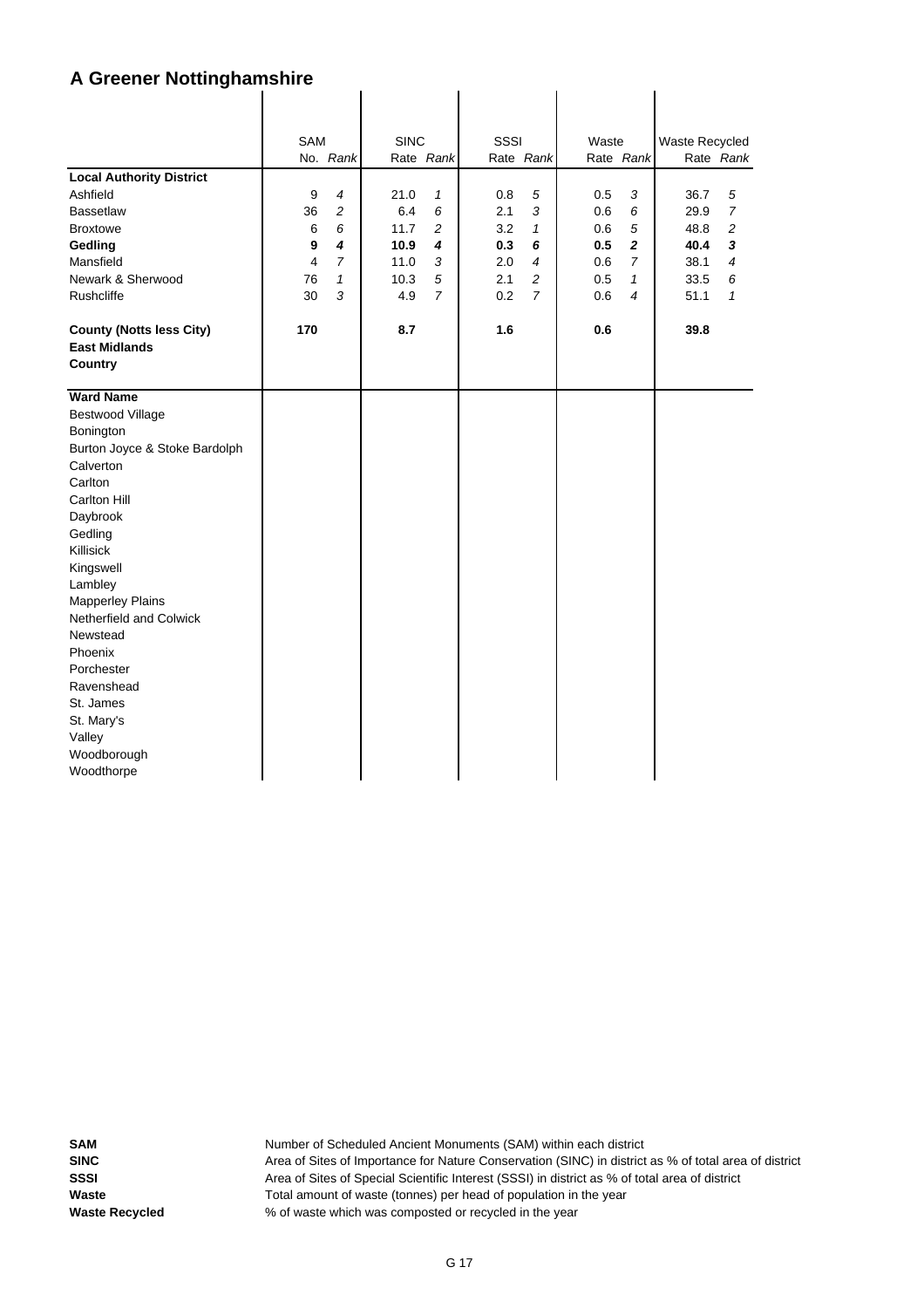# A Greener Nottinghamshire

| | SAM | | SINC | | SSSI | | Waste | | Waste Recycled | |
|---|---|---|---|---|---|---|---|---|---|---|
| | No. | *Rank* | Rate | *Rank* | Rate | *Rank* | Rate | *Rank* | Rate | *Rank* |
| **Local Authority District** | | | | | | | | | | |
| Ashfield | 9 | *4* | 21.0 | *1* | 0.8 | *5* | 0.5 | *3* | 36.7 | *5* |
| Bassetlaw | 36 | *2* | 6.4 | *6* | 2.1 | *3* | 0.6 | *6* | 29.9 | *7* |
| Broxtowe | 6 | *6* | 11.7 | *2* | 3.2 | *1* | 0.6 | *5* | 48.8 | *2* |
| **Gedling** | **9** | ***4*** | **10.9** | ***4*** | **0.3** | ***6*** | **0.5** | ***2*** | **40.4** | ***3*** |
| Mansfield | 4 | *7* | 11.0 | *3* | 2.0 | *4* | 0.6 | *7* | 38.1 | *4* |
| Newark & Sherwood | 76 | *1* | 10.3 | *5* | 2.1 | *2* | 0.5 | *1* | 33.5 | *6* |
| Rushcliffe | 30 | *3* | 4.9 | *7* | 0.2 | *7* | 0.6 | *4* | 51.1 | *1* |
| **County (Notts less City)** | **170** | | **8.7** | | **1.6** | | **0.6** | | **39.8** | |
| **East Midlands** | | | | | | | | | | |
| **Country** | | | | | | | | | | |
| **Ward Name** | | | | | | | | | | |
| Bestwood Village | | | | | | | | | | |
| Bonington | | | | | | | | | | |
| Burton Joyce & Stoke Bardolph | | | | | | | | | | |
| Calverton | | | | | | | | | | |
| Carlton | | | | | | | | | | |
| Carlton Hill | | | | | | | | | | |
| Daybrook | | | | | | | | | | |
| Gedling | | | | | | | | | | |
| Killisick | | | | | | | | | | |
| Kingswell | | | | | | | | | | |
| Lambley | | | | | | | | | | |
| Mapperley Plains | | | | | | | | | | |
| Netherfield and Colwick | | | | | | | | | | |
| Newstead | | | | | | | | | | |
| Phoenix | | | | | | | | | | |
| Porchester | | | | | | | | | | |
| Ravenshead | | | | | | | | | | |
| St. James | | | | | | | | | | |
| St. Mary's | | | | | | | | | | |
| Valley | | | | | | | | | | |
| Woodborough | | | | | | | | | | |
| Woodthorpe | | | | | | | | | | |

**SAM** Number of Scheduled Ancient Monuments (SAM) within each district
**SINC** Area of Sites of Importance for Nature Conservation (SINC) in district as % of total area of district
**SSSI** Area of Sites of Special Scientific Interest (SSSI) in district as % of total area of district
**Waste** Total amount of waste (tonnes) per head of population in the year
**Waste Recycled** % of waste which was composted or recycled in the year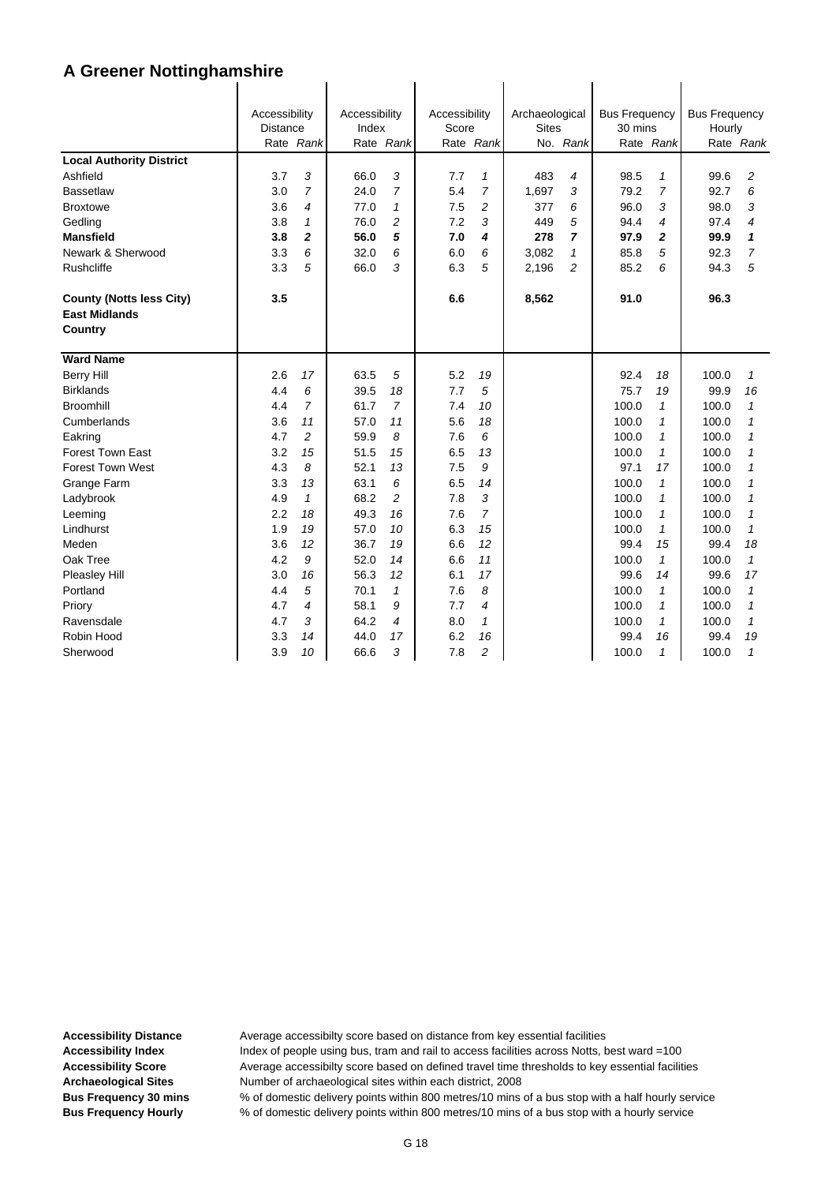# A Greener Nottinghamshire

| | Accessibility Distance | | Accessibility Index | | Accessibility Score | | Archaeological Sites | | Bus Frequency 30 mins | | Bus Frequency Hourly | |
|---|---|---|---|---|---|---|---|---|---|---|---|---|
| | Rate | *Rank* | Rate | *Rank* | Rate | *Rank* | No. | *Rank* | Rate | *Rank* | Rate | *Rank* |
| **Local Authority District** | | | | | | | | | | | | |
| Ashfield | 3.7 | *3* | 66.0 | *3* | 7.7 | *1* | 483 | *4* | 98.5 | *1* | 99.6 | *2* |
| Bassetlaw | 3.0 | *7* | 24.0 | *7* | 5.4 | *7* | 1,697 | *3* | 79.2 | *7* | 92.7 | *6* |
| Broxtowe | 3.6 | *4* | 77.0 | *1* | 7.5 | *2* | 377 | *6* | 96.0 | *3* | 98.0 | *3* |
| Gedling | 3.8 | *1* | 76.0 | *2* | 7.2 | *3* | 449 | *5* | 94.4 | *4* | 97.4 | *4* |
| **Mansfield** | **3.8** | ***2*** | **56.0** | ***5*** | **7.0** | ***4*** | **278** | ***7*** | **97.9** | ***2*** | **99.9** | ***1*** |
| Newark & Sherwood | 3.3 | *6* | 32.0 | *6* | 6.0 | *6* | 3,082 | *1* | 85.8 | *5* | 92.3 | *7* |
| Rushcliffe | 3.3 | *5* | 66.0 | *3* | 6.3 | *5* | 2,196 | *2* | 85.2 | *6* | 94.3 | *5* |
| **County (Notts less City)** | **3.5** | | | | **6.6** | | **8,562** | | **91.0** | | **96.3** | |
| **East Midlands** | | | | | | | | | | | | |
| **Country** | | | | | | | | | | | | |
| **Ward Name** | | | | | | | | | | | | |
| Berry Hill | 2.6 | *17* | 63.5 | *5* | 5.2 | *19* | | | 92.4 | *18* | 100.0 | *1* |
| Birklands | 4.4 | *6* | 39.5 | *18* | 7.7 | *5* | | | 75.7 | *19* | 99.9 | *16* |
| Broomhill | 4.4 | *7* | 61.7 | *7* | 7.4 | *10* | | | 100.0 | *1* | 100.0 | *1* |
| Cumberlands | 3.6 | *11* | 57.0 | *11* | 5.6 | *18* | | | 100.0 | *1* | 100.0 | *1* |
| Eakring | 4.7 | *2* | 59.9 | *8* | 7.6 | *6* | | | 100.0 | *1* | 100.0 | *1* |
| Forest Town East | 3.2 | *15* | 51.5 | *15* | 6.5 | *13* | | | 100.0 | *1* | 100.0 | *1* |
| Forest Town West | 4.3 | *8* | 52.1 | *13* | 7.5 | *9* | | | 97.1 | *17* | 100.0 | *1* |
| Grange Farm | 3.3 | *13* | 63.1 | *6* | 6.5 | *14* | | | 100.0 | *1* | 100.0 | *1* |
| Ladybrook | 4.9 | *1* | 68.2 | *2* | 7.8 | *3* | | | 100.0 | *1* | 100.0 | *1* |
| Leeming | 2.2 | *18* | 49.3 | *16* | 7.6 | *7* | | | 100.0 | *1* | 100.0 | *1* |
| Lindhurst | 1.9 | *19* | 57.0 | *10* | 6.3 | *15* | | | 100.0 | *1* | 100.0 | *1* |
| Meden | 3.6 | *12* | 36.7 | *19* | 6.6 | *12* | | | 99.4 | *15* | 99.4 | *18* |
| Oak Tree | 4.2 | *9* | 52.0 | *14* | 6.6 | *11* | | | 100.0 | *1* | 100.0 | *1* |
| Pleasley Hill | 3.0 | *16* | 56.3 | *12* | 6.1 | *17* | | | 99.6 | *14* | 99.6 | *17* |
| Portland | 4.4 | *5* | 70.1 | *1* | 7.6 | *8* | | | 100.0 | *1* | 100.0 | *1* |
| Priory | 4.7 | *4* | 58.1 | *9* | 7.7 | *4* | | | 100.0 | *1* | 100.0 | *1* |
| Ravensdale | 4.7 | *3* | 64.2 | *4* | 8.0 | *1* | | | 100.0 | *1* | 100.0 | *1* |
| Robin Hood | 3.3 | *14* | 44.0 | *17* | 6.2 | *16* | | | 99.4 | *16* | 99.4 | *19* |
| Sherwood | 3.9 | *10* | 66.6 | *3* | 7.8 | *2* | | | 100.0 | *1* | 100.0 | *1* |

**Accessibility Distance** Average accessibilty score based on distance from key essential facilities
**Accessibility Index** Index of people using bus, tram and rail to access facilities across Notts, best ward =100
**Accessibility Score** Average accessibilty score based on defined travel time thresholds to key essential facilities
**Archaeological Sites** Number of archaeological sites within each district, 2008
**Bus Frequency 30 mins** % of domestic delivery points within 800 metres/10 mins of a bus stop with a half hourly service
**Bus Frequency Hourly** % of domestic delivery points within 800 metres/10 mins of a bus stop with a hourly service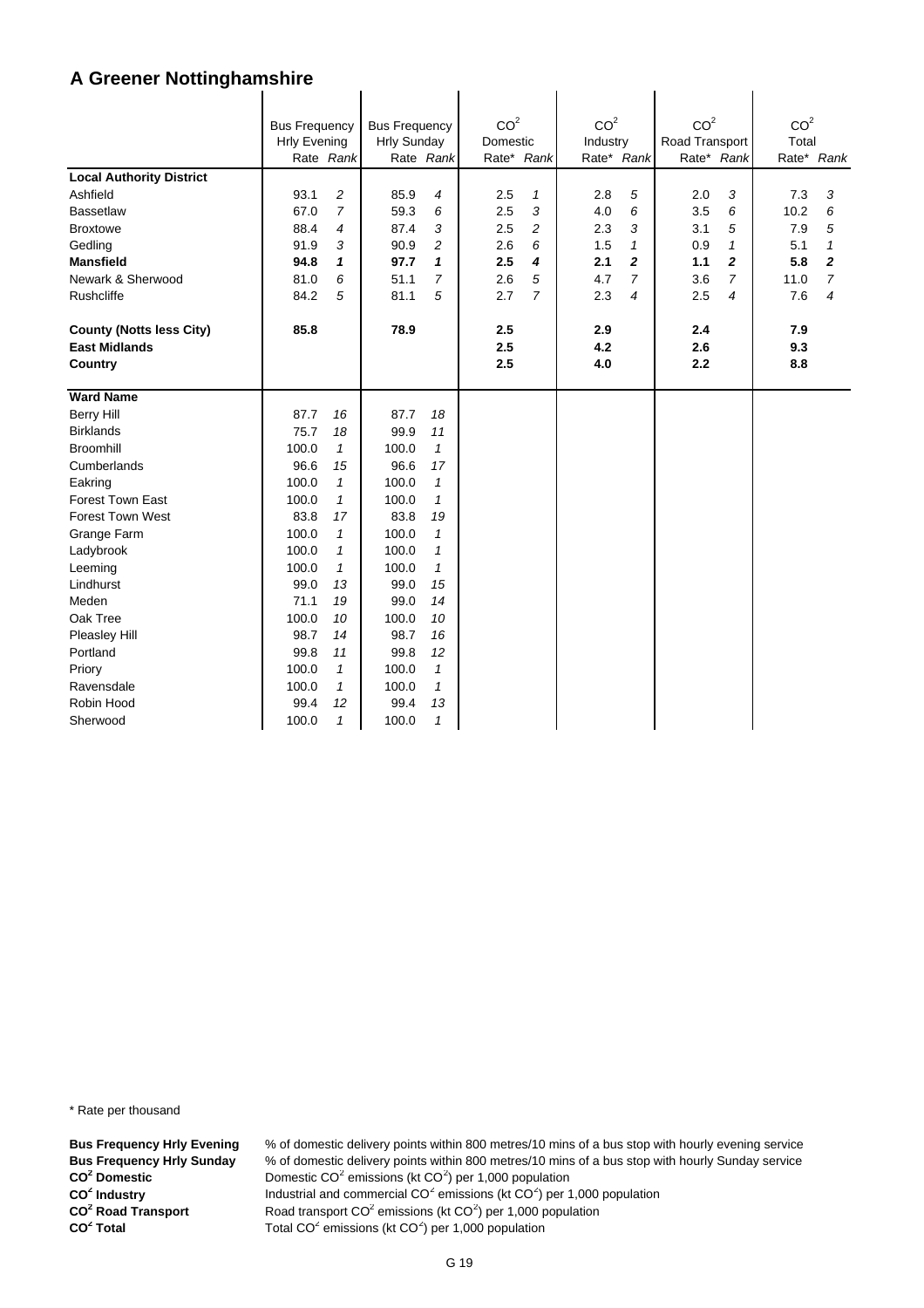# A Greener Nottinghamshire

| | Bus Frequency Hrly Evening Rate | Rank | Bus Frequency Hrly Sunday Rate | Rank | $CO^2$ Domestic Rate* | Rank | $CO^2$ Industry Rate* | Rank | $CO^2$ Road Transport Rate* | Rank | $CO^2$ Total Rate* | Rank |
|---|---|---|---|---|---|---|---|---|---|---|---|---|
| **Local Authority District** | | | | | | | | | | | | |
| Ashfield | 93.1 | *2* | 85.9 | *4* | 2.5 | *1* | 2.8 | *5* | 2.0 | *3* | 7.3 | *3* |
| Bassetlaw | 67.0 | *7* | 59.3 | *6* | 2.5 | *3* | 4.0 | *6* | 3.5 | *6* | 10.2 | *6* |
| Broxtowe | 88.4 | *4* | 87.4 | *3* | 2.5 | *2* | 2.3 | *3* | 3.1 | *5* | 7.9 | *5* |
| Gedling | 91.9 | *3* | 90.9 | *2* | 2.6 | *6* | 1.5 | *1* | 0.9 | *1* | 5.1 | *1* |
| **Mansfield** | **94.8** | ***1*** | **97.7** | ***1*** | **2.5** | ***4*** | **2.1** | ***2*** | **1.1** | ***2*** | **5.8** | ***2*** |
| Newark & Sherwood | 81.0 | *6* | 51.1 | *7* | 2.6 | *5* | 4.7 | *7* | 3.6 | *7* | 11.0 | *7* |
| Rushcliffe | 84.2 | *5* | 81.1 | *5* | 2.7 | *7* | 2.3 | *4* | 2.5 | *4* | 7.6 | *4* |
| **County (Notts less City)** | **85.8** | | **78.9** | | **2.5** | | **2.9** | | **2.4** | | **7.9** | |
| **East Midlands** | | | | | **2.5** | | **4.2** | | **2.6** | | **9.3** | |
| **Country** | | | | | **2.5** | | **4.0** | | **2.2** | | **8.8** | |
| **Ward Name** | | | | | | | | | | | | |
| Berry Hill | 87.7 | *16* | 87.7 | *18* | | | | | | | | |
| Birklands | 75.7 | *18* | 99.9 | *11* | | | | | | | | |
| Broomhill | 100.0 | *1* | 100.0 | *1* | | | | | | | | |
| Cumberlands | 96.6 | *15* | 96.6 | *17* | | | | | | | | |
| Eakring | 100.0 | *1* | 100.0 | *1* | | | | | | | | |
| Forest Town East | 100.0 | *1* | 100.0 | *1* | | | | | | | | |
| Forest Town West | 83.8 | *17* | 83.8 | *19* | | | | | | | | |
| Grange Farm | 100.0 | *1* | 100.0 | *1* | | | | | | | | |
| Ladybrook | 100.0 | *1* | 100.0 | *1* | | | | | | | | |
| Leeming | 100.0 | *1* | 100.0 | *1* | | | | | | | | |
| Lindhurst | 99.0 | *13* | 99.0 | *15* | | | | | | | | |
| Meden | 71.1 | *19* | 99.0 | *14* | | | | | | | | |
| Oak Tree | 100.0 | *10* | 100.0 | *10* | | | | | | | | |
| Pleasley Hill | 98.7 | *14* | 98.7 | *16* | | | | | | | | |
| Portland | 99.8 | *11* | 99.8 | *12* | | | | | | | | |
| Priory | 100.0 | *1* | 100.0 | *1* | | | | | | | | |
| Ravensdale | 100.0 | *1* | 100.0 | *1* | | | | | | | | |
| Robin Hood | 99.4 | *12* | 99.4 | *13* | | | | | | | | |
| Sherwood | 100.0 | *1* | 100.0 | *1* | | | | | | | | |

\* Rate per thousand

**Bus Frequency Hrly Evening** % of domestic delivery points within 800 metres/10 mins of a bus stop with hourly evening service  
**Bus Frequency Hrly Sunday** % of domestic delivery points within 800 metres/10 mins of a bus stop with hourly Sunday service  
**$CO^2$ Domestic** Domestic $CO^2$ emissions (kt $CO^2$) per 1,000 population  
**$CO^2$ Industry** Industrial and commercial $CO^2$ emissions (kt $CO^2$) per 1,000 population  
**$CO^2$ Road Transport** Road transport $CO^2$ emissions (kt $CO^2$) per 1,000 population  
**$CO^2$ Total** Total $CO^2$ emissions (kt $CO^2$) per 1,000 population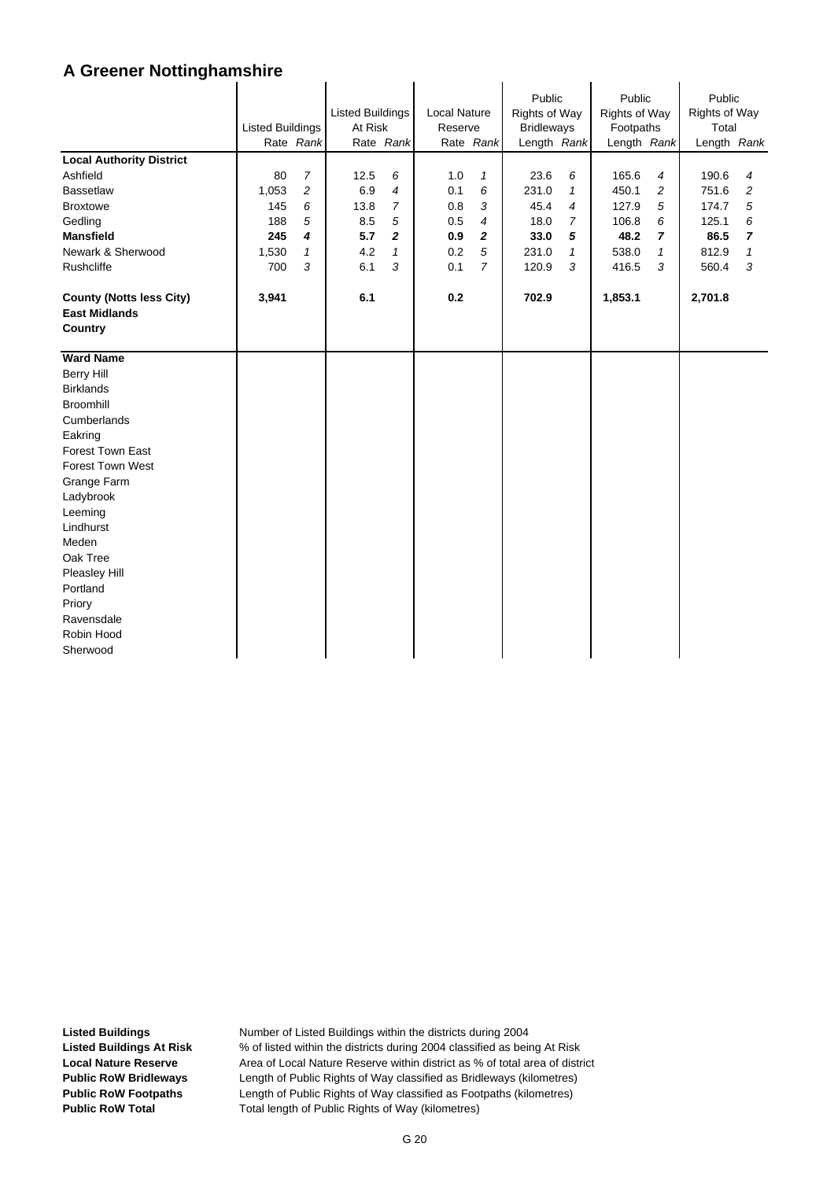# A Greener Nottinghamshire

| | Listed Buildings | | Listed Buildings At Risk | | Local Nature Reserve | | Public Rights of Way Bridleways | | Public Rights of Way Footpaths | | Public Rights of Way Total | |
|---|---|---|---|---|---|---|---|---|---|---|---|---|
| | Rate | *Rank* | Rate | *Rank* | Rate | *Rank* | Length | *Rank* | Length | *Rank* | Length | *Rank* |
| **Local Authority District** | | | | | | | | | | | | |
| Ashfield | 80 | *7* | 12.5 | *6* | 1.0 | *1* | 23.6 | *6* | 165.6 | *4* | 190.6 | *4* |
| Bassetlaw | 1,053 | *2* | 6.9 | *4* | 0.1 | *6* | 231.0 | *1* | 450.1 | *2* | 751.6 | *2* |
| Broxtowe | 145 | *6* | 13.8 | *7* | 0.8 | *3* | 45.4 | *4* | 127.9 | *5* | 174.7 | *5* |
| Gedling | 188 | *5* | 8.5 | *5* | 0.5 | *4* | 18.0 | *7* | 106.8 | *6* | 125.1 | *6* |
| **Mansfield** | **245** | ***4*** | **5.7** | ***2*** | **0.9** | ***2*** | **33.0** | ***5*** | **48.2** | ***7*** | **86.5** | ***7*** |
| Newark & Sherwood | 1,530 | *1* | 4.2 | *1* | 0.2 | *5* | 231.0 | *1* | 538.0 | *1* | 812.9 | *1* |
| Rushcliffe | 700 | *3* | 6.1 | *3* | 0.1 | *7* | 120.9 | *3* | 416.5 | *3* | 560.4 | *3* |
| **County (Notts less City)** | **3,941** | | **6.1** | | **0.2** | | **702.9** | | **1,853.1** | | **2,701.8** | |
| **East Midlands** | | | | | | | | | | | | |
| **Country** | | | | | | | | | | | | |
| **Ward Name** | | | | | | | | | | | | |
| Berry Hill | | | | | | | | | | | | |
| Birklands | | | | | | | | | | | | |
| Broomhill | | | | | | | | | | | | |
| Cumberlands | | | | | | | | | | | | |
| Eakring | | | | | | | | | | | | |
| Forest Town East | | | | | | | | | | | | |
| Forest Town West | | | | | | | | | | | | |
| Grange Farm | | | | | | | | | | | | |
| Ladybrook | | | | | | | | | | | | |
| Leeming | | | | | | | | | | | | |
| Lindhurst | | | | | | | | | | | | |
| Meden | | | | | | | | | | | | |
| Oak Tree | | | | | | | | | | | | |
| Pleasley Hill | | | | | | | | | | | | |
| Portland | | | | | | | | | | | | |
| Priory | | | | | | | | | | | | |
| Ravensdale | | | | | | | | | | | | |
| Robin Hood | | | | | | | | | | | | |
| Sherwood | | | | | | | | | | | | |

**Listed Buildings** Number of Listed Buildings within the districts during 2004
**Listed Buildings At Risk** % of listed within the districts during 2004 classified as being At Risk
**Local Nature Reserve** Area of Local Nature Reserve within district as % of total area of district
**Public RoW Bridleways** Length of Public Rights of Way classified as Bridleways (kilometres)
**Public RoW Footpaths** Length of Public Rights of Way classified as Footpaths (kilometres)
**Public RoW Total** Total length of Public Rights of Way (kilometres)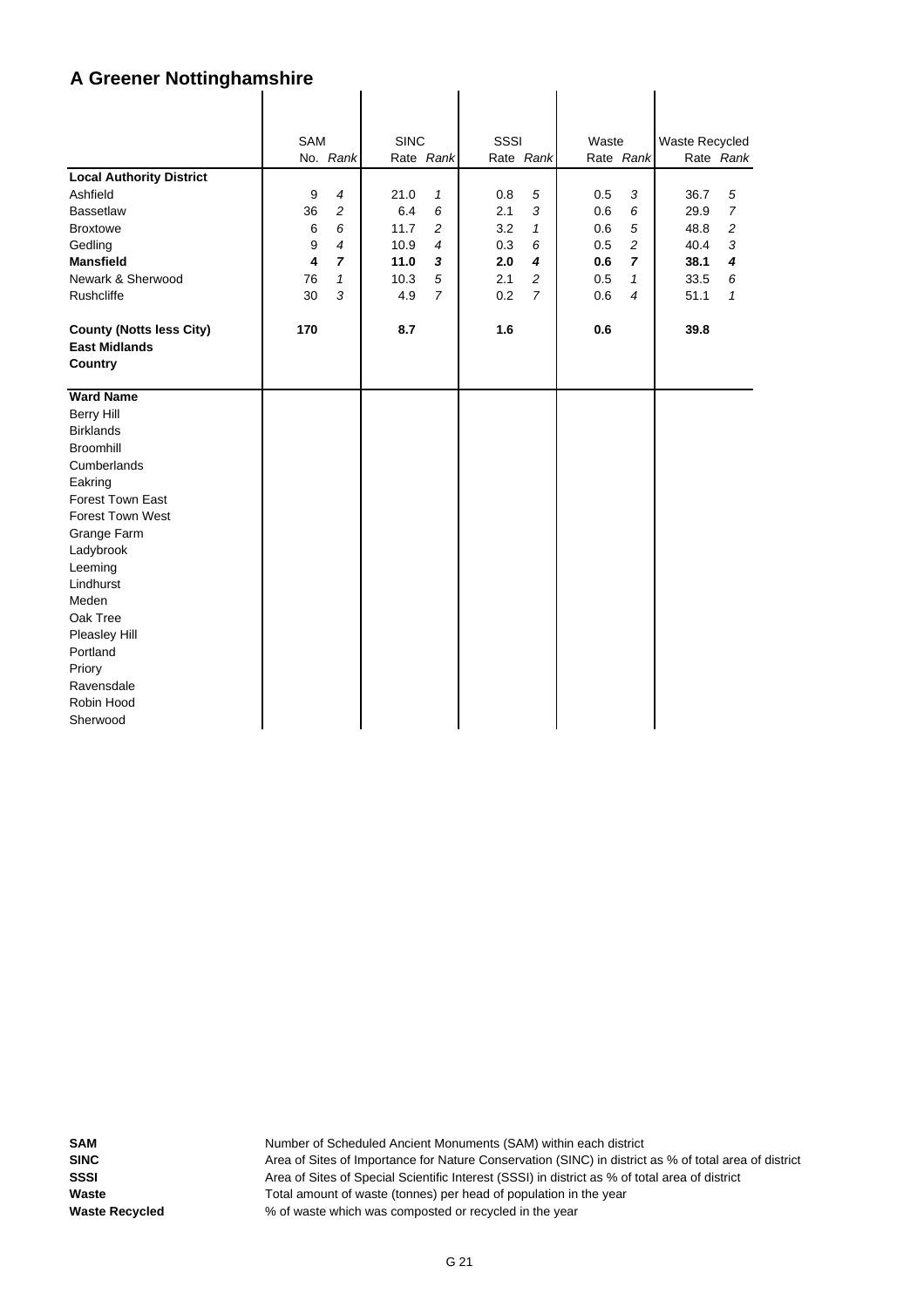# A Greener Nottinghamshire

| | SAM | | SINC | | SSSI | | Waste | | Waste Recycled | |
|---|---|---|---|---|---|---|---|---|---|---|
| | No. | *Rank* | Rate | *Rank* | Rate | *Rank* | Rate | *Rank* | Rate | *Rank* |
| **Local Authority District** | | | | | | | | | | |
| Ashfield | 9 | *4* | 21.0 | *1* | 0.8 | *5* | 0.5 | *3* | 36.7 | *5* |
| Bassetlaw | 36 | *2* | 6.4 | *6* | 2.1 | *3* | 0.6 | *6* | 29.9 | *7* |
| Broxtowe | 6 | *6* | 11.7 | *2* | 3.2 | *1* | 0.6 | *5* | 48.8 | *2* |
| Gedling | 9 | *4* | 10.9 | *4* | 0.3 | *6* | 0.5 | *2* | 40.4 | *3* |
| **Mansfield** | **4** | ***7*** | **11.0** | ***3*** | **2.0** | ***4*** | **0.6** | ***7*** | **38.1** | ***4*** |
| Newark & Sherwood | 76 | *1* | 10.3 | *5* | 2.1 | *2* | 0.5 | *1* | 33.5 | *6* |
| Rushcliffe | 30 | *3* | 4.9 | *7* | 0.2 | *7* | 0.6 | *4* | 51.1 | *1* |
| **County (Notts less City)** | **170** | | **8.7** | | **1.6** | | **0.6** | | **39.8** | |
| **East Midlands** | | | | | | | | | | |
| **Country** | | | | | | | | | | |
| **Ward Name** | | | | | | | | | | |
| Berry Hill | | | | | | | | | | |
| Birklands | | | | | | | | | | |
| Broomhill | | | | | | | | | | |
| Cumberlands | | | | | | | | | | |
| Eakring | | | | | | | | | | |
| Forest Town East | | | | | | | | | | |
| Forest Town West | | | | | | | | | | |
| Grange Farm | | | | | | | | | | |
| Ladybrook | | | | | | | | | | |
| Leeming | | | | | | | | | | |
| Lindhurst | | | | | | | | | | |
| Meden | | | | | | | | | | |
| Oak Tree | | | | | | | | | | |
| Pleasley Hill | | | | | | | | | | |
| Portland | | | | | | | | | | |
| Priory | | | | | | | | | | |
| Ravensdale | | | | | | | | | | |
| Robin Hood | | | | | | | | | | |
| Sherwood | | | | | | | | | | |

**SAM** Number of Scheduled Ancient Monuments (SAM) within each district

**SINC** Area of Sites of Importance for Nature Conservation (SINC) in district as % of total area of district

**SSSI** Area of Sites of Special Scientific Interest (SSSI) in district as % of total area of district

**Waste** Total amount of waste (tonnes) per head of population in the year

**Waste Recycled** % of waste which was composted or recycled in the year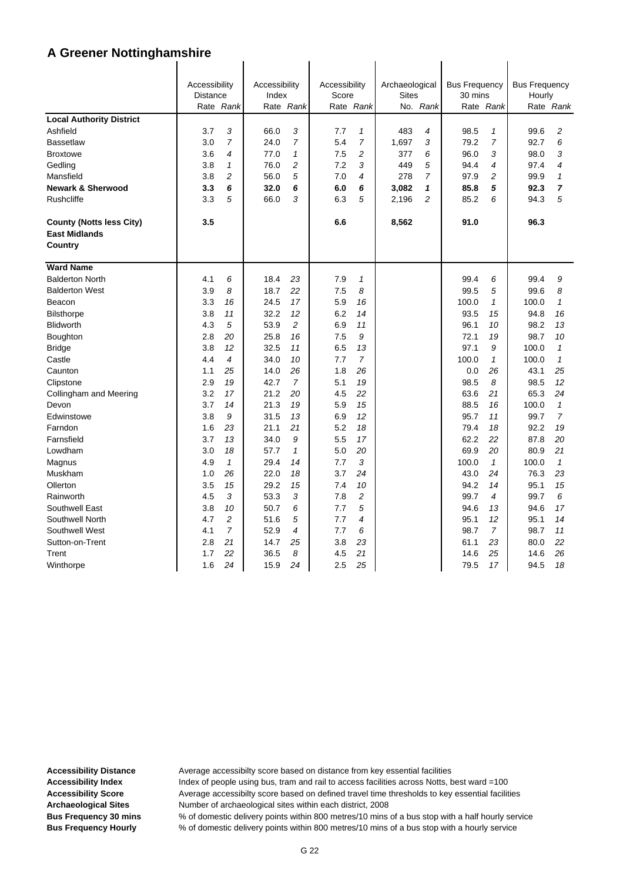# A Greener Nottinghamshire

| | Accessibility Distance | | Accessibility Index | | Accessibility Score | | Archaeological Sites | | Bus Frequency 30 mins | | Bus Frequency Hourly | |
|---|---|---|---|---|---|---|---|---|---|---|---|---|
| | Rate | *Rank* | Rate | *Rank* | Rate | *Rank* | No. | *Rank* | Rate | *Rank* | Rate | *Rank* |
| **Local Authority District** | | | | | | | | | | | | |
| Ashfield | 3.7 | *3* | 66.0 | *3* | 7.7 | *1* | 483 | *4* | 98.5 | *1* | 99.6 | *2* |
| Bassetlaw | 3.0 | *7* | 24.0 | *7* | 5.4 | *7* | 1,697 | *3* | 79.2 | *7* | 92.7 | *6* |
| Broxtowe | 3.6 | *4* | 77.0 | *1* | 7.5 | *2* | 377 | *6* | 96.0 | *3* | 98.0 | *3* |
| Gedling | 3.8 | *1* | 76.0 | *2* | 7.2 | *3* | 449 | *5* | 94.4 | *4* | 97.4 | *4* |
| Mansfield | 3.8 | *2* | 56.0 | *5* | 7.0 | *4* | 278 | *7* | 97.9 | *2* | 99.9 | *1* |
| **Newark & Sherwood** | **3.3** | ***6*** | **32.0** | ***6*** | **6.0** | ***6*** | **3,082** | ***1*** | **85.8** | ***5*** | **92.3** | ***7*** |
| Rushcliffe | 3.3 | *5* | 66.0 | *3* | 6.3 | *5* | 2,196 | *2* | 85.2 | *6* | 94.3 | *5* |
| **County (Notts less City)** | **3.5** | | | | **6.6** | | **8,562** | | **91.0** | | **96.3** | |
| **East Midlands** | | | | | | | | | | | | |
| **Country** | | | | | | | | | | | | |
| **Ward Name** | | | | | | | | | | | | |
| Balderton North | 4.1 | *6* | 18.4 | *23* | 7.9 | *1* | | | 99.4 | *6* | 99.4 | *9* |
| Balderton West | 3.9 | *8* | 18.7 | *22* | 7.5 | *8* | | | 99.5 | *5* | 99.6 | *8* |
| Beacon | 3.3 | *16* | 24.5 | *17* | 5.9 | *16* | | | 100.0 | *1* | 100.0 | *1* |
| Bilsthorpe | 3.8 | *11* | 32.2 | *12* | 6.2 | *14* | | | 93.5 | *15* | 94.8 | *16* |
| Blidworth | 4.3 | *5* | 53.9 | *2* | 6.9 | *11* | | | 96.1 | *10* | 98.2 | *13* |
| Boughton | 2.8 | *20* | 25.8 | *16* | 7.5 | *9* | | | 72.1 | *19* | 98.7 | *10* |
| Bridge | 3.8 | *12* | 32.5 | *11* | 6.5 | *13* | | | 97.1 | *9* | 100.0 | *1* |
| Castle | 4.4 | *4* | 34.0 | *10* | 7.7 | *7* | | | 100.0 | *1* | 100.0 | *1* |
| Caunton | 1.1 | *25* | 14.0 | *26* | 1.8 | *26* | | | 0.0 | *26* | 43.1 | *25* |
| Clipstone | 2.9 | *19* | 42.7 | *7* | 5.1 | *19* | | | 98.5 | *8* | 98.5 | *12* |
| Collingham and Meering | 3.2 | *17* | 21.2 | *20* | 4.5 | *22* | | | 63.6 | *21* | 65.3 | *24* |
| Devon | 3.7 | *14* | 21.3 | *19* | 5.9 | *15* | | | 88.5 | *16* | 100.0 | *1* |
| Edwinstowe | 3.8 | *9* | 31.5 | *13* | 6.9 | *12* | | | 95.7 | *11* | 99.7 | *7* |
| Farndon | 1.6 | *23* | 21.1 | *21* | 5.2 | *18* | | | 79.4 | *18* | 92.2 | *19* |
| Farnsfield | 3.7 | *13* | 34.0 | *9* | 5.5 | *17* | | | 62.2 | *22* | 87.8 | *20* |
| Lowdham | 3.0 | *18* | 57.7 | *1* | 5.0 | *20* | | | 69.9 | *20* | 80.9 | *21* |
| Magnus | 4.9 | *1* | 29.4 | *14* | 7.7 | *3* | | | 100.0 | *1* | 100.0 | *1* |
| Muskham | 1.0 | *26* | 22.0 | *18* | 3.7 | *24* | | | 43.0 | *24* | 76.3 | *23* |
| Ollerton | 3.5 | *15* | 29.2 | *15* | 7.4 | *10* | | | 94.2 | *14* | 95.1 | *15* |
| Rainworth | 4.5 | *3* | 53.3 | *3* | 7.8 | *2* | | | 99.7 | *4* | 99.7 | *6* |
| Southwell East | 3.8 | *10* | 50.7 | *6* | 7.7 | *5* | | | 94.6 | *13* | 94.6 | *17* |
| Southwell North | 4.7 | *2* | 51.6 | *5* | 7.7 | *4* | | | 95.1 | *12* | 95.1 | *14* |
| Southwell West | 4.1 | *7* | 52.9 | *4* | 7.7 | *6* | | | 98.7 | *7* | 98.7 | *11* |
| Sutton-on-Trent | 2.8 | *21* | 14.7 | *25* | 3.8 | *23* | | | 61.1 | *23* | 80.0 | *22* |
| Trent | 1.7 | *22* | 36.5 | *8* | 4.5 | *21* | | | 14.6 | *25* | 14.6 | *26* |
| Winthorpe | 1.6 | *24* | 15.9 | *24* | 2.5 | *25* | | | 79.5 | *17* | 94.5 | *18* |

**Accessibility Distance** Average accessibilty score based on distance from key essential facilities

**Accessibility Index** Index of people using bus, tram and rail to access facilities across Notts, best ward =100

**Accessibility Score** Average accessibilty score based on defined travel time thresholds to key essential facilities

**Archaeological Sites** Number of archaeological sites within each district, 2008

**Bus Frequency 30 mins** % of domestic delivery points within 800 metres/10 mins of a bus stop with a half hourly service

**Bus Frequency Hourly** % of domestic delivery points within 800 metres/10 mins of a bus stop with a hourly service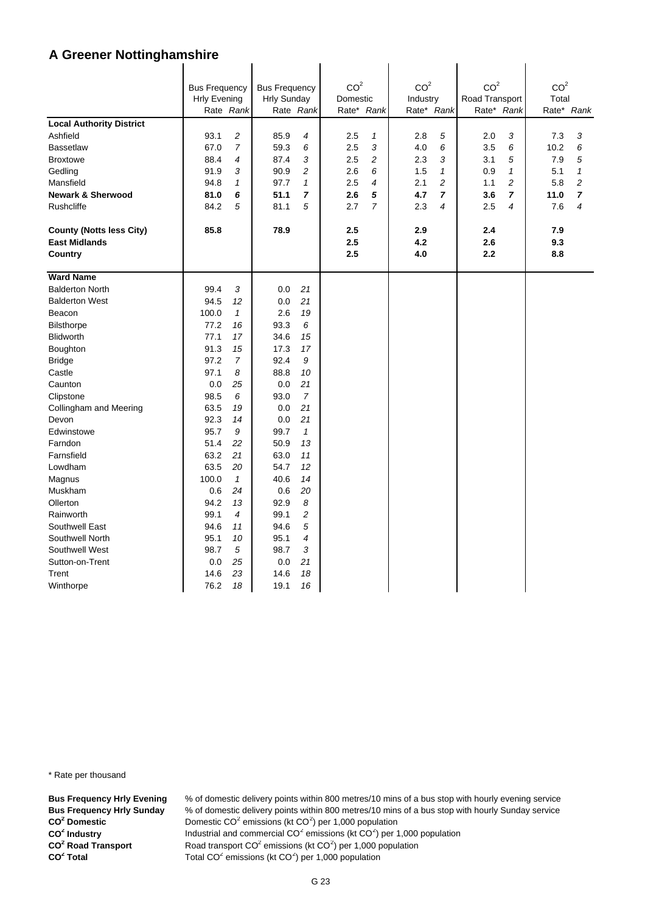# A Greener Nottinghamshire

| | Bus Frequency Hrly Evening | | Bus Frequency Hrly Sunday | | $CO^2$ Domestic | | $CO^2$ Industry | | $CO^2$ Road Transport | | $CO^2$ Total | |
|---|---|---|---|---|---|---|---|---|---|---|---|---|
| | Rate | *Rank* | Rate | *Rank* | Rate* | *Rank* | Rate* | *Rank* | Rate* | *Rank* | Rate* | *Rank* |
| **Local Authority District** | | | | | | | | | | | | |
| Ashfield | 93.1 | *2* | 85.9 | *4* | 2.5 | *1* | 2.8 | *5* | 2.0 | *3* | 7.3 | *3* |
| Bassetlaw | 67.0 | *7* | 59.3 | *6* | 2.5 | *3* | 4.0 | *6* | 3.5 | *6* | 10.2 | *6* |
| Broxtowe | 88.4 | *4* | 87.4 | *3* | 2.5 | *2* | 2.3 | *3* | 3.1 | *5* | 7.9 | *5* |
| Gedling | 91.9 | *3* | 90.9 | *2* | 2.6 | *6* | 1.5 | *1* | 0.9 | *1* | 5.1 | *1* |
| Mansfield | 94.8 | *1* | 97.7 | *1* | 2.5 | *4* | 2.1 | *2* | 1.1 | *2* | 5.8 | *2* |
| **Newark & Sherwood** | **81.0** | ***6*** | **51.1** | ***7*** | **2.6** | ***5*** | **4.7** | ***7*** | **3.6** | ***7*** | **11.0** | ***7*** |
| Rushcliffe | 84.2 | *5* | 81.1 | *5* | 2.7 | *7* | 2.3 | *4* | 2.5 | *4* | 7.6 | *4* |
| **County (Notts less City)** | **85.8** | | **78.9** | | **2.5** | | **2.9** | | **2.4** | | **7.9** | |
| **East Midlands** | | | | | **2.5** | | **4.2** | | **2.6** | | **9.3** | |
| **Country** | | | | | **2.5** | | **4.0** | | **2.2** | | **8.8** | |
| **Ward Name** | | | | | | | | | | | | |
| Balderton North | 99.4 | *3* | 0.0 | *21* | | | | | | | | |
| Balderton West | 94.5 | *12* | 0.0 | *21* | | | | | | | | |
| Beacon | 100.0 | *1* | 2.6 | *19* | | | | | | | | |
| Bilsthorpe | 77.2 | *16* | 93.3 | *6* | | | | | | | | |
| Blidworth | 77.1 | *17* | 34.6 | *15* | | | | | | | | |
| Boughton | 91.3 | *15* | 17.3 | *17* | | | | | | | | |
| Bridge | 97.2 | *7* | 92.4 | *9* | | | | | | | | |
| Castle | 97.1 | *8* | 88.8 | *10* | | | | | | | | |
| Caunton | 0.0 | *25* | 0.0 | *21* | | | | | | | | |
| Clipstone | 98.5 | *6* | 93.0 | *7* | | | | | | | | |
| Collingham and Meering | 63.5 | *19* | 0.0 | *21* | | | | | | | | |
| Devon | 92.3 | *14* | 0.0 | *21* | | | | | | | | |
| Edwinstowe | 95.7 | *9* | 99.7 | *1* | | | | | | | | |
| Farndon | 51.4 | *22* | 50.9 | *13* | | | | | | | | |
| Farnsfield | 63.2 | *21* | 63.0 | *11* | | | | | | | | |
| Lowdham | 63.5 | *20* | 54.7 | *12* | | | | | | | | |
| Magnus | 100.0 | *1* | 40.6 | *14* | | | | | | | | |
| Muskham | 0.6 | *24* | 0.6 | *20* | | | | | | | | |
| Ollerton | 94.2 | *13* | 92.9 | *8* | | | | | | | | |
| Rainworth | 99.1 | *4* | 99.1 | *2* | | | | | | | | |
| Southwell East | 94.6 | *11* | 94.6 | *5* | | | | | | | | |
| Southwell North | 95.1 | *10* | 95.1 | *4* | | | | | | | | |
| Southwell West | 98.7 | *5* | 98.7 | *3* | | | | | | | | |
| Sutton-on-Trent | 0.0 | *25* | 0.0 | *21* | | | | | | | | |
| Trent | 14.6 | *23* | 14.6 | *18* | | | | | | | | |
| Winthorpe | 76.2 | *18* | 19.1 | *16* | | | | | | | | |

\* Rate per thousand

**Bus Frequency Hrly Evening** % of domestic delivery points within 800 metres/10 mins of a bus stop with hourly evening service
**Bus Frequency Hrly Sunday** % of domestic delivery points within 800 metres/10 mins of a bus stop with hourly Sunday service
**$CO^2$ Domestic** Domestic $CO^2$ emissions (kt $CO^2$) per 1,000 population
**$CO^2$ Industry** Industrial and commercial $CO^2$ emissions (kt $CO^2$) per 1,000 population
**$CO^2$ Road Transport** Road transport $CO^2$ emissions (kt $CO^2$) per 1,000 population
**$CO^2$ Total** Total $CO^2$ emissions (kt $CO^2$) per 1,000 population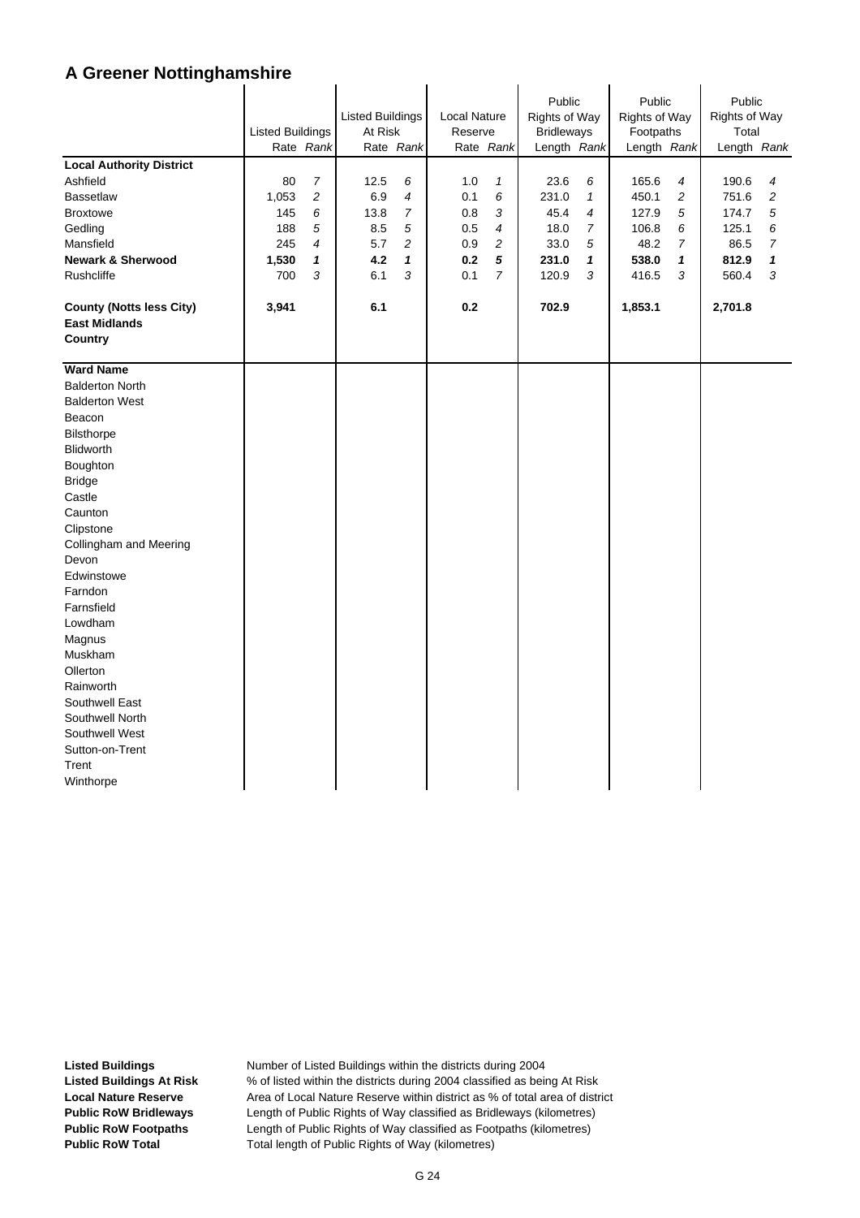# A Greener Nottinghamshire

| | Listed Buildings | | Listed Buildings At Risk | | Local Nature Reserve | | Public Rights of Way Bridleways | | Public Rights of Way Footpaths | | Public Rights of Way Total | |
|---|---|---|---|---|---|---|---|---|---|---|---|---|
| | Rate | *Rank* | Rate | *Rank* | Rate | *Rank* | Length | *Rank* | Length | *Rank* | Length | *Rank* |
| **Local Authority District** | | | | | | | | | | | | |
| Ashfield | 80 | *7* | 12.5 | *6* | 1.0 | *1* | 23.6 | *6* | 165.6 | *4* | 190.6 | *4* |
| Bassetlaw | 1,053 | *2* | 6.9 | *4* | 0.1 | *6* | 231.0 | *1* | 450.1 | *2* | 751.6 | *2* |
| Broxtowe | 145 | *6* | 13.8 | *7* | 0.8 | *3* | 45.4 | *4* | 127.9 | *5* | 174.7 | *5* |
| Gedling | 188 | *5* | 8.5 | *5* | 0.5 | *4* | 18.0 | *7* | 106.8 | *6* | 125.1 | *6* |
| Mansfield | 245 | *4* | 5.7 | *2* | 0.9 | *2* | 33.0 | *5* | 48.2 | *7* | 86.5 | *7* |
| **Newark & Sherwood** | **1,530** | ***1*** | **4.2** | ***1*** | **0.2** | ***5*** | **231.0** | ***1*** | **538.0** | ***1*** | **812.9** | ***1*** |
| Rushcliffe | 700 | *3* | 6.1 | *3* | 0.1 | *7* | 120.9 | *3* | 416.5 | *3* | 560.4 | *3* |
| **County (Notts less City)** | **3,941** | | **6.1** | | **0.2** | | **702.9** | | **1,853.1** | | **2,701.8** | |
| **East Midlands** | | | | | | | | | | | | |
| **Country** | | | | | | | | | | | | |
| **Ward Name** | | | | | | | | | | | | |
| Balderton North | | | | | | | | | | | | |
| Balderton West | | | | | | | | | | | | |
| Beacon | | | | | | | | | | | | |
| Bilsthorpe | | | | | | | | | | | | |
| Blidworth | | | | | | | | | | | | |
| Boughton | | | | | | | | | | | | |
| Bridge | | | | | | | | | | | | |
| Castle | | | | | | | | | | | | |
| Caunton | | | | | | | | | | | | |
| Clipstone | | | | | | | | | | | | |
| Collingham and Meering | | | | | | | | | | | | |
| Devon | | | | | | | | | | | | |
| Edwinstowe | | | | | | | | | | | | |
| Farndon | | | | | | | | | | | | |
| Farnsfield | | | | | | | | | | | | |
| Lowdham | | | | | | | | | | | | |
| Magnus | | | | | | | | | | | | |
| Muskham | | | | | | | | | | | | |
| Ollerton | | | | | | | | | | | | |
| Rainworth | | | | | | | | | | | | |
| Southwell East | | | | | | | | | | | | |
| Southwell North | | | | | | | | | | | | |
| Southwell West | | | | | | | | | | | | |
| Sutton-on-Trent | | | | | | | | | | | | |
| Trent | | | | | | | | | | | | |
| Winthorpe | | | | | | | | | | | | |

**Listed Buildings** Number of Listed Buildings within the districts during 2004
**Listed Buildings At Risk** % of listed within the districts during 2004 classified as being At Risk
**Local Nature Reserve** Area of Local Nature Reserve within district as % of total area of district
**Public RoW Bridleways** Length of Public Rights of Way classified as Bridleways (kilometres)
**Public RoW Footpaths** Length of Public Rights of Way classified as Footpaths (kilometres)
**Public RoW Total** Total length of Public Rights of Way (kilometres)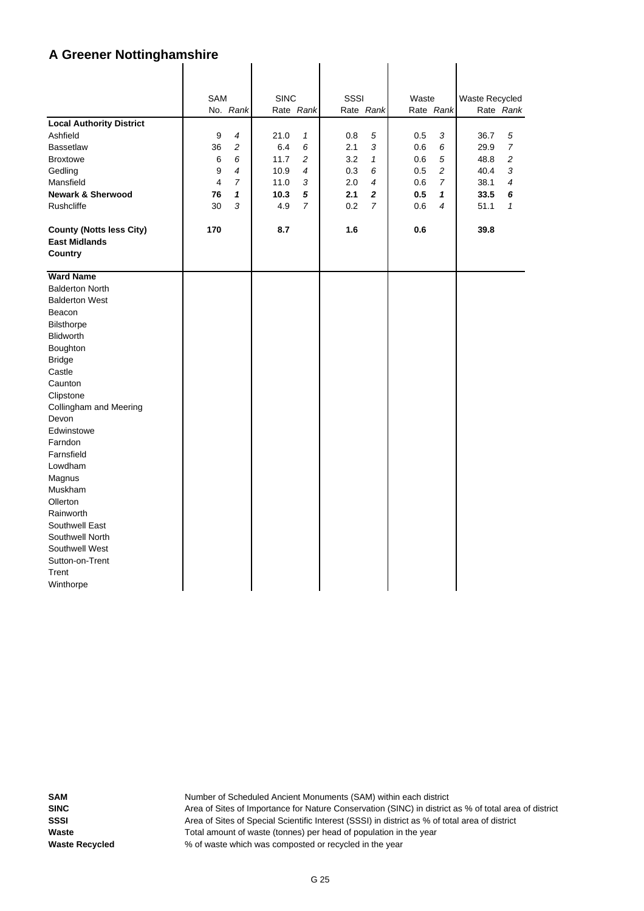# A Greener Nottinghamshire

| | SAM | | SINC | | SSSI | | Waste | | Waste Recycled | |
|---|---|---|---|---|---|---|---|---|---|---|
| | No. | *Rank* | Rate | *Rank* | Rate | *Rank* | Rate | *Rank* | Rate | *Rank* |
| **Local Authority District** | | | | | | | | | | |
| Ashfield | 9 | *4* | 21.0 | *1* | 0.8 | *5* | 0.5 | *3* | 36.7 | *5* |
| Bassetlaw | 36 | *2* | 6.4 | *6* | 2.1 | *3* | 0.6 | *6* | 29.9 | *7* |
| Broxtowe | 6 | *6* | 11.7 | *2* | 3.2 | *1* | 0.6 | *5* | 48.8 | *2* |
| Gedling | 9 | *4* | 10.9 | *4* | 0.3 | *6* | 0.5 | *2* | 40.4 | *3* |
| Mansfield | 4 | *7* | 11.0 | *3* | 2.0 | *4* | 0.6 | *7* | 38.1 | *4* |
| **Newark & Sherwood** | **76** | ***1*** | **10.3** | ***5*** | **2.1** | ***2*** | **0.5** | ***1*** | **33.5** | ***6*** |
| Rushcliffe | 30 | *3* | 4.9 | *7* | 0.2 | *7* | 0.6 | *4* | 51.1 | *1* |
| **County (Notts less City)** | **170** | | **8.7** | | **1.6** | | **0.6** | | **39.8** | |
| **East Midlands** | | | | | | | | | | |
| **Country** | | | | | | | | | | |
| **Ward Name** | | | | | | | | | | |
| Balderton North | | | | | | | | | | |
| Balderton West | | | | | | | | | | |
| Beacon | | | | | | | | | | |
| Bilsthorpe | | | | | | | | | | |
| Blidworth | | | | | | | | | | |
| Boughton | | | | | | | | | | |
| Bridge | | | | | | | | | | |
| Castle | | | | | | | | | | |
| Caunton | | | | | | | | | | |
| Clipstone | | | | | | | | | | |
| Collingham and Meering | | | | | | | | | | |
| Devon | | | | | | | | | | |
| Edwinstowe | | | | | | | | | | |
| Farndon | | | | | | | | | | |
| Farnsfield | | | | | | | | | | |
| Lowdham | | | | | | | | | | |
| Magnus | | | | | | | | | | |
| Muskham | | | | | | | | | | |
| Ollerton | | | | | | | | | | |
| Rainworth | | | | | | | | | | |
| Southwell East | | | | | | | | | | |
| Southwell North | | | | | | | | | | |
| Southwell West | | | | | | | | | | |
| Sutton-on-Trent | | | | | | | | | | |
| Trent | | | | | | | | | | |
| Winthorpe | | | | | | | | | | |

**SAM** Number of Scheduled Ancient Monuments (SAM) within each district
**SINC** Area of Sites of Importance for Nature Conservation (SINC) in district as % of total area of district
**SSSI** Area of Sites of Special Scientific Interest (SSSI) in district as % of total area of district
**Waste** Total amount of waste (tonnes) per head of population in the year
**Waste Recycled** % of waste which was composted or recycled in the year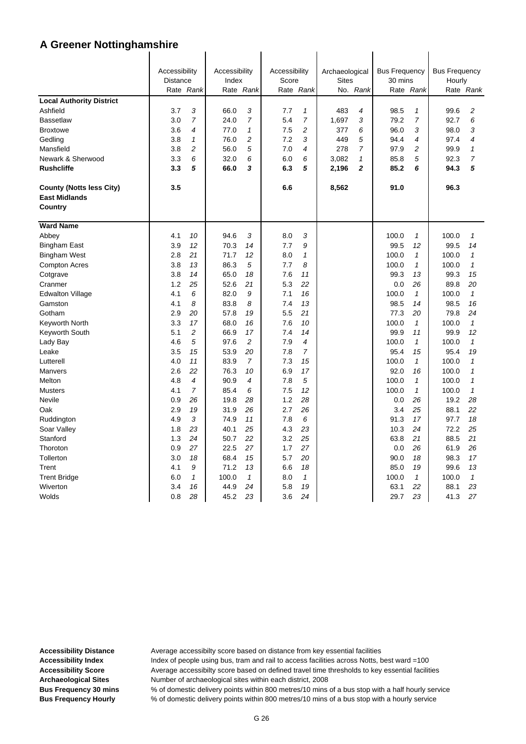# A Greener Nottinghamshire

| | Accessibility Distance | | Accessibility Index | | Accessibility Score | | Archaeological Sites | | Bus Frequency 30 mins | | Bus Frequency Hourly | |
|---|---|---|---|---|---|---|---|---|---|---|---|---|
| | Rate | *Rank* | Rate | *Rank* | Rate | *Rank* | No. | *Rank* | Rate | *Rank* | Rate | *Rank* |
| **Local Authority District** | | | | | | | | | | | | |
| Ashfield | 3.7 | *3* | 66.0 | *3* | 7.7 | *1* | 483 | *4* | 98.5 | *1* | 99.6 | *2* |
| Bassetlaw | 3.0 | *7* | 24.0 | *7* | 5.4 | *7* | 1,697 | *3* | 79.2 | *7* | 92.7 | *6* |
| Broxtowe | 3.6 | *4* | 77.0 | *1* | 7.5 | *2* | 377 | *6* | 96.0 | *3* | 98.0 | *3* |
| Gedling | 3.8 | *1* | 76.0 | *2* | 7.2 | *3* | 449 | *5* | 94.4 | *4* | 97.4 | *4* |
| Mansfield | 3.8 | *2* | 56.0 | *5* | 7.0 | *4* | 278 | *7* | 97.9 | *2* | 99.9 | *1* |
| Newark & Sherwood | 3.3 | *6* | 32.0 | *6* | 6.0 | *6* | 3,082 | *1* | 85.8 | *5* | 92.3 | *7* |
| **Rushcliffe** | **3.3** | ***5*** | **66.0** | ***3*** | **6.3** | ***5*** | **2,196** | ***2*** | **85.2** | ***6*** | **94.3** | ***5*** |
| **County (Notts less City)** | **3.5** | | | | **6.6** | | **8,562** | | **91.0** | | **96.3** | |
| **East Midlands** | | | | | | | | | | | | |
| **Country** | | | | | | | | | | | | |
| **Ward Name** | | | | | | | | | | | | |
| Abbey | 4.1 | *10* | 94.6 | *3* | 8.0 | *3* | | | 100.0 | *1* | 100.0 | *1* |
| Bingham East | 3.9 | *12* | 70.3 | *14* | 7.7 | *9* | | | 99.5 | *12* | 99.5 | *14* |
| Bingham West | 2.8 | *21* | 71.7 | *12* | 8.0 | *1* | | | 100.0 | *1* | 100.0 | *1* |
| Compton Acres | 3.8 | *13* | 86.3 | *5* | 7.7 | *8* | | | 100.0 | *1* | 100.0 | *1* |
| Cotgrave | 3.8 | *14* | 65.0 | *18* | 7.6 | *11* | | | 99.3 | *13* | 99.3 | *15* |
| Cranmer | 1.2 | *25* | 52.6 | *21* | 5.3 | *22* | | | 0.0 | *26* | 89.8 | *20* |
| Edwalton Village | 4.1 | *6* | 82.0 | *9* | 7.1 | *16* | | | 100.0 | *1* | 100.0 | *1* |
| Gamston | 4.1 | *8* | 83.8 | *8* | 7.4 | *13* | | | 98.5 | *14* | 98.5 | *16* |
| Gotham | 2.9 | *20* | 57.8 | *19* | 5.5 | *21* | | | 77.3 | *20* | 79.8 | *24* |
| Keyworth North | 3.3 | *17* | 68.0 | *16* | 7.6 | *10* | | | 100.0 | *1* | 100.0 | *1* |
| Keyworth South | 5.1 | *2* | 66.9 | *17* | 7.4 | *14* | | | 99.9 | *11* | 99.9 | *12* |
| Lady Bay | 4.6 | *5* | 97.6 | *2* | 7.9 | *4* | | | 100.0 | *1* | 100.0 | *1* |
| Leake | 3.5 | *15* | 53.9 | *20* | 7.8 | *7* | | | 95.4 | *15* | 95.4 | *19* |
| Lutterell | 4.0 | *11* | 83.9 | *7* | 7.3 | *15* | | | 100.0 | *1* | 100.0 | *1* |
| Manvers | 2.6 | *22* | 76.3 | *10* | 6.9 | *17* | | | 92.0 | *16* | 100.0 | *1* |
| Melton | 4.8 | *4* | 90.9 | *4* | 7.8 | *5* | | | 100.0 | *1* | 100.0 | *1* |
| Musters | 4.1 | *7* | 85.4 | *6* | 7.5 | *12* | | | 100.0 | *1* | 100.0 | *1* |
| Nevile | 0.9 | *26* | 19.8 | *28* | 1.2 | *28* | | | 0.0 | *26* | 19.2 | *28* |
| Oak | 2.9 | *19* | 31.9 | *26* | 2.7 | *26* | | | 3.4 | *25* | 88.1 | *22* |
| Ruddington | 4.9 | *3* | 74.9 | *11* | 7.8 | *6* | | | 91.3 | *17* | 97.7 | *18* |
| Soar Valley | 1.8 | *23* | 40.1 | *25* | 4.3 | *23* | | | 10.3 | *24* | 72.2 | *25* |
| Stanford | 1.3 | *24* | 50.7 | *22* | 3.2 | *25* | | | 63.8 | *21* | 88.5 | *21* |
| Thoroton | 0.9 | *27* | 22.5 | *27* | 1.7 | *27* | | | 0.0 | *26* | 61.9 | *26* |
| Tollerton | 3.0 | *18* | 68.4 | *15* | 5.7 | *20* | | | 90.0 | *18* | 98.3 | *17* |
| Trent | 4.1 | *9* | 71.2 | *13* | 6.6 | *18* | | | 85.0 | *19* | 99.6 | *13* |
| Trent Bridge | 6.0 | *1* | 100.0 | *1* | 8.0 | *1* | | | 100.0 | *1* | 100.0 | *1* |
| Wiverton | 3.4 | *16* | 44.9 | *24* | 5.8 | *19* | | | 63.1 | *22* | 88.1 | *23* |
| Wolds | 0.8 | *28* | 45.2 | *23* | 3.6 | *24* | | | 29.7 | *23* | 41.3 | *27* |

**Accessibility Distance** Average accessibilty score based on distance from key essential facilities
**Accessibility Index** Index of people using bus, tram and rail to access facilities across Notts, best ward =100
**Accessibility Score** Average accessibilty score based on defined travel time thresholds to key essential facilities
**Archaeological Sites** Number of archaeological sites within each district, 2008
**Bus Frequency 30 mins** % of domestic delivery points within 800 metres/10 mins of a bus stop with a half hourly service
**Bus Frequency Hourly** % of domestic delivery points within 800 metres/10 mins of a bus stop with a hourly service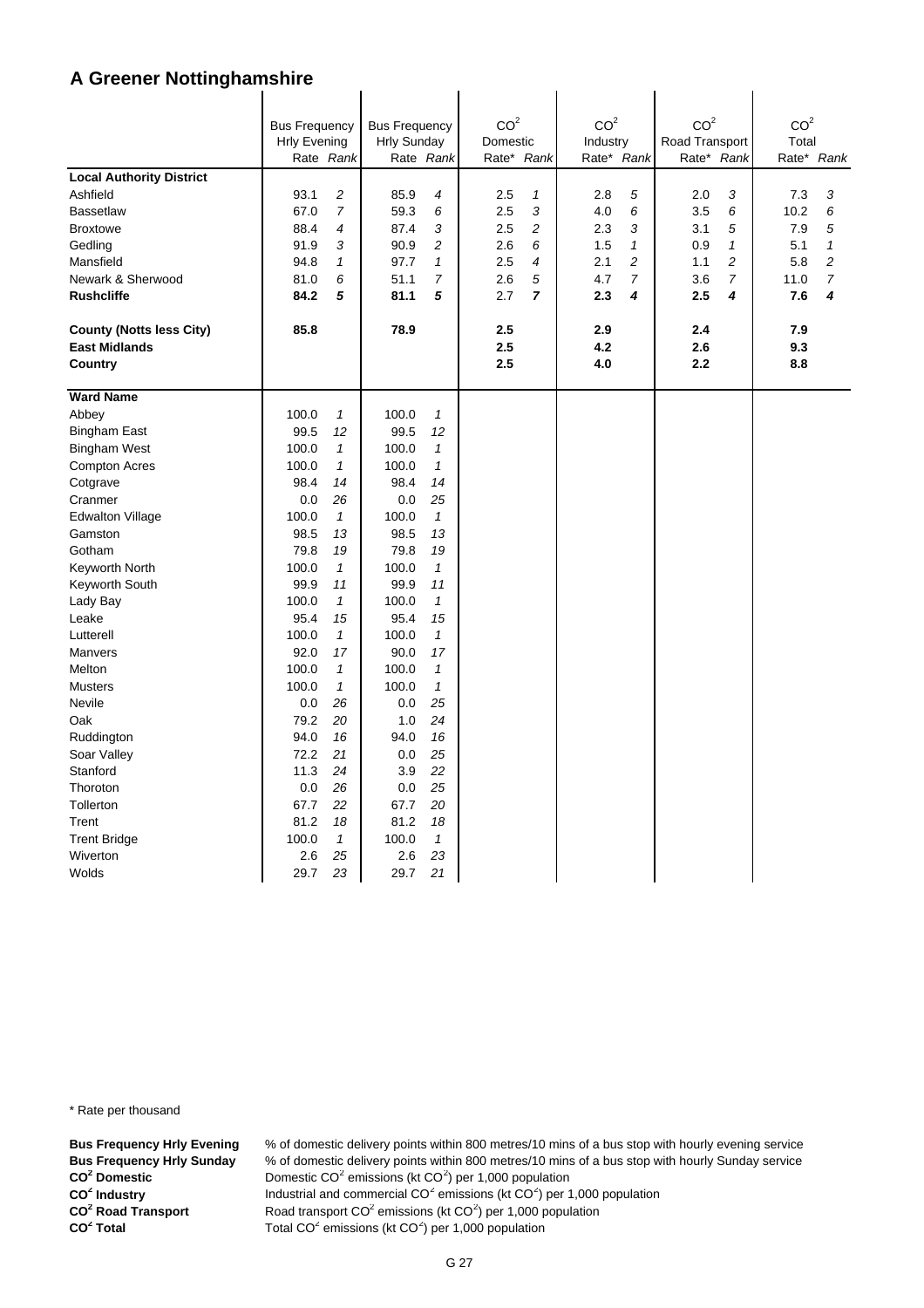# A Greener Nottinghamshire

| | Bus Frequency Hrly Evening | | Bus Frequency Hrly Sunday | | $CO^2$ Domestic | | $CO^2$ Industry | | $CO^2$ Road Transport | | $CO^2$ Total | |
|---|---|---|---|---|---|---|---|---|---|---|---|---|
| | Rate | *Rank* | Rate | *Rank* | Rate* | *Rank* | Rate* | *Rank* | Rate* | *Rank* | Rate* | *Rank* |
| **Local Authority District** | | | | | | | | | | | | |
| Ashfield | 93.1 | *2* | 85.9 | *4* | 2.5 | *1* | 2.8 | *5* | 2.0 | *3* | 7.3 | *3* |
| Bassetlaw | 67.0 | *7* | 59.3 | *6* | 2.5 | *3* | 4.0 | *6* | 3.5 | *6* | 10.2 | *6* |
| Broxtowe | 88.4 | *4* | 87.4 | *3* | 2.5 | *2* | 2.3 | *3* | 3.1 | *5* | 7.9 | *5* |
| Gedling | 91.9 | *3* | 90.9 | *2* | 2.6 | *6* | 1.5 | *1* | 0.9 | *1* | 5.1 | *1* |
| Mansfield | 94.8 | *1* | 97.7 | *1* | 2.5 | *4* | 2.1 | *2* | 1.1 | *2* | 5.8 | *2* |
| Newark & Sherwood | 81.0 | *6* | 51.1 | *7* | 2.6 | *5* | 4.7 | *7* | 3.6 | *7* | 11.0 | *7* |
| **Rushcliffe** | **84.2** | ***5*** | **81.1** | ***5*** | **2.7** | ***7*** | **2.3** | ***4*** | **2.5** | ***4*** | **7.6** | ***4*** |
| **County (Notts less City)** | **85.8** | | **78.9** | | **2.5** | | **2.9** | | **2.4** | | **7.9** | |
| **East Midlands** | | | | | **2.5** | | **4.2** | | **2.6** | | **9.3** | |
| **Country** | | | | | **2.5** | | **4.0** | | **2.2** | | **8.8** | |
| **Ward Name** | | | | | | | | | | | | |
| Abbey | 100.0 | *1* | 100.0 | *1* | | | | | | | | |
| Bingham East | 99.5 | *12* | 99.5 | *12* | | | | | | | | |
| Bingham West | 100.0 | *1* | 100.0 | *1* | | | | | | | | |
| Compton Acres | 100.0 | *1* | 100.0 | *1* | | | | | | | | |
| Cotgrave | 98.4 | *14* | 98.4 | *14* | | | | | | | | |
| Cranmer | 0.0 | *26* | 0.0 | *25* | | | | | | | | |
| Edwalton Village | 100.0 | *1* | 100.0 | *1* | | | | | | | | |
| Gamston | 98.5 | *13* | 98.5 | *13* | | | | | | | | |
| Gotham | 79.8 | *19* | 79.8 | *19* | | | | | | | | |
| Keyworth North | 100.0 | *1* | 100.0 | *1* | | | | | | | | |
| Keyworth South | 99.9 | *11* | 99.9 | *11* | | | | | | | | |
| Lady Bay | 100.0 | *1* | 100.0 | *1* | | | | | | | | |
| Leake | 95.4 | *15* | 95.4 | *15* | | | | | | | | |
| Lutterell | 100.0 | *1* | 100.0 | *1* | | | | | | | | |
| Manvers | 92.0 | *17* | 90.0 | *17* | | | | | | | | |
| Melton | 100.0 | *1* | 100.0 | *1* | | | | | | | | |
| Musters | 100.0 | *1* | 100.0 | *1* | | | | | | | | |
| Nevile | 0.0 | *26* | 0.0 | *25* | | | | | | | | |
| Oak | 79.2 | *20* | 1.0 | *24* | | | | | | | | |
| Ruddington | 94.0 | *16* | 94.0 | *16* | | | | | | | | |
| Soar Valley | 72.2 | *21* | 0.0 | *25* | | | | | | | | |
| Stanford | 11.3 | *24* | 3.9 | *22* | | | | | | | | |
| Thoroton | 0.0 | *26* | 0.0 | *25* | | | | | | | | |
| Tollerton | 67.7 | *22* | 67.7 | *20* | | | | | | | | |
| Trent | 81.2 | *18* | 81.2 | *18* | | | | | | | | |
| Trent Bridge | 100.0 | *1* | 100.0 | *1* | | | | | | | | |
| Wiverton | 2.6 | *25* | 2.6 | *23* | | | | | | | | |
| Wolds | 29.7 | *23* | 29.7 | *21* | | | | | | | | |

\* Rate per thousand

**Bus Frequency Hrly Evening** % of domestic delivery points within 800 metres/10 mins of a bus stop with hourly evening service
**Bus Frequency Hrly Sunday** % of domestic delivery points within 800 metres/10 mins of a bus stop with hourly Sunday service
**$CO^2$ Domestic** Domestic $CO^2$ emissions (kt $CO^2$) per 1,000 population
**$CO^2$ Industry** Industrial and commercial $CO^2$ emissions (kt $CO^2$) per 1,000 population
**$CO^2$ Road Transport** Road transport $CO^2$ emissions (kt $CO^2$) per 1,000 population
**$CO^2$ Total** Total $CO^2$ emissions (kt $CO^2$) per 1,000 population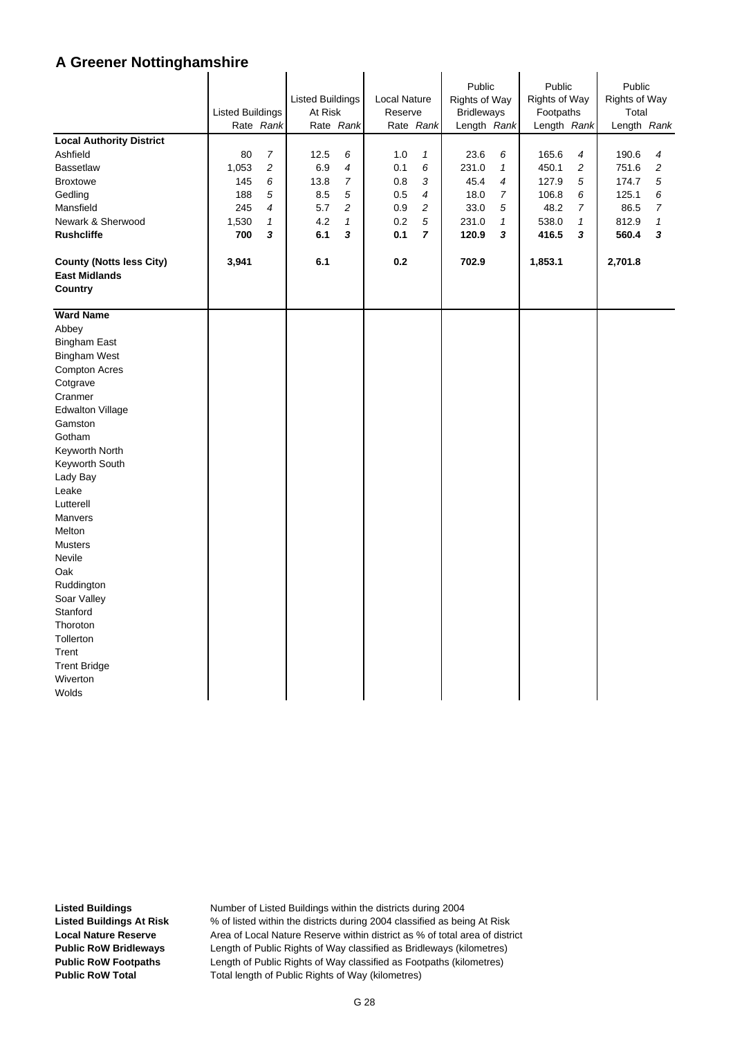# A Greener Nottinghamshire

| | Listed Buildings | | Listed Buildings At Risk | | Local Nature Reserve | | Public Rights of Way Bridleways | | Public Rights of Way Footpaths | | Public Rights of Way Total | |
|---|---|---|---|---|---|---|---|---|---|---|---|---|
| | Rate | *Rank* | Rate | *Rank* | Rate | *Rank* | Length | *Rank* | Length | *Rank* | Length | *Rank* |
| **Local Authority District** | | | | | | | | | | | | |
| Ashfield | 80 | *7* | 12.5 | *6* | 1.0 | *1* | 23.6 | *6* | 165.6 | *4* | 190.6 | *4* |
| Bassetlaw | 1,053 | *2* | 6.9 | *4* | 0.1 | *6* | 231.0 | *1* | 450.1 | *2* | 751.6 | *2* |
| Broxtowe | 145 | *6* | 13.8 | *7* | 0.8 | *3* | 45.4 | *4* | 127.9 | *5* | 174.7 | *5* |
| Gedling | 188 | *5* | 8.5 | *5* | 0.5 | *4* | 18.0 | *7* | 106.8 | *6* | 125.1 | *6* |
| Mansfield | 245 | *4* | 5.7 | *2* | 0.9 | *2* | 33.0 | *5* | 48.2 | *7* | 86.5 | *7* |
| Newark & Sherwood | 1,530 | *1* | 4.2 | *1* | 0.2 | *5* | 231.0 | *1* | 538.0 | *1* | 812.9 | *1* |
| **Rushcliffe** | **700** | ***3*** | **6.1** | ***3*** | **0.1** | ***7*** | **120.9** | ***3*** | **416.5** | ***3*** | **560.4** | ***3*** |
| **County (Notts less City)** | **3,941** | | **6.1** | | **0.2** | | **702.9** | | **1,853.1** | | **2,701.8** | |
| **East Midlands** | | | | | | | | | | | | |
| **Country** | | | | | | | | | | | | |
| **Ward Name** | | | | | | | | | | | | |
| Abbey | | | | | | | | | | | | |
| Bingham East | | | | | | | | | | | | |
| Bingham West | | | | | | | | | | | | |
| Compton Acres | | | | | | | | | | | | |
| Cotgrave | | | | | | | | | | | | |
| Cranmer | | | | | | | | | | | | |
| Edwalton Village | | | | | | | | | | | | |
| Gamston | | | | | | | | | | | | |
| Gotham | | | | | | | | | | | | |
| Keyworth North | | | | | | | | | | | | |
| Keyworth South | | | | | | | | | | | | |
| Lady Bay | | | | | | | | | | | | |
| Leake | | | | | | | | | | | | |
| Lutterell | | | | | | | | | | | | |
| Manvers | | | | | | | | | | | | |
| Melton | | | | | | | | | | | | |
| Musters | | | | | | | | | | | | |
| Nevile | | | | | | | | | | | | |
| Oak | | | | | | | | | | | | |
| Ruddington | | | | | | | | | | | | |
| Soar Valley | | | | | | | | | | | | |
| Stanford | | | | | | | | | | | | |
| Thoroton | | | | | | | | | | | | |
| Tollerton | | | | | | | | | | | | |
| Trent | | | | | | | | | | | | |
| Trent Bridge | | | | | | | | | | | | |
| Wiverton | | | | | | | | | | | | |
| Wolds | | | | | | | | | | | | |

**Listed Buildings** Number of Listed Buildings within the districts during 2004
**Listed Buildings At Risk** % of listed within the districts during 2004 classified as being At Risk
**Local Nature Reserve** Area of Local Nature Reserve within district as % of total area of district
**Public RoW Bridleways** Length of Public Rights of Way classified as Bridleways (kilometres)
**Public RoW Footpaths** Length of Public Rights of Way classified as Footpaths (kilometres)
**Public RoW Total** Total length of Public Rights of Way (kilometres)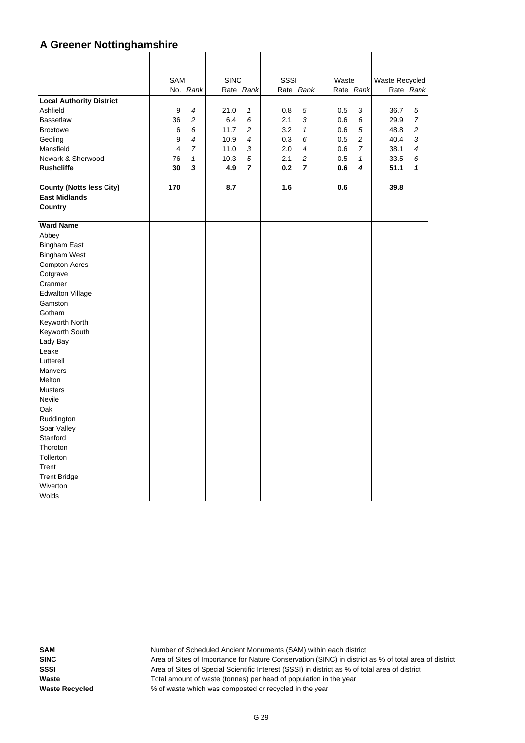# A Greener Nottinghamshire

| | SAM | | SINC | | SSSI | | Waste | | Waste Recycled | |
|---|---|---|---|---|---|---|---|---|---|---|
| | No. | *Rank* | Rate | *Rank* | Rate | *Rank* | Rate | *Rank* | Rate | *Rank* |
| **Local Authority District** | | | | | | | | | | |
| Ashfield | 9 | *4* | 21.0 | *1* | 0.8 | *5* | 0.5 | *3* | 36.7 | *5* |
| Bassetlaw | 36 | *2* | 6.4 | *6* | 2.1 | *3* | 0.6 | *6* | 29.9 | *7* |
| Broxtowe | 6 | *6* | 11.7 | *2* | 3.2 | *1* | 0.6 | *5* | 48.8 | *2* |
| Gedling | 9 | *4* | 10.9 | *4* | 0.3 | *6* | 0.5 | *2* | 40.4 | *3* |
| Mansfield | 4 | *7* | 11.0 | *3* | 2.0 | *4* | 0.6 | *7* | 38.1 | *4* |
| Newark & Sherwood | 76 | *1* | 10.3 | *5* | 2.1 | *2* | 0.5 | *1* | 33.5 | *6* |
| **Rushcliffe** | **30** | ***3*** | **4.9** | ***7*** | **0.2** | ***7*** | **0.6** | ***4*** | **51.1** | ***1*** |
| **County (Notts less City)** | **170** | | **8.7** | | **1.6** | | **0.6** | | **39.8** | |
| **East Midlands** | | | | | | | | | | |
| **Country** | | | | | | | | | | |
| **Ward Name** | | | | | | | | | | |
| Abbey | | | | | | | | | | |
| Bingham East | | | | | | | | | | |
| Bingham West | | | | | | | | | | |
| Compton Acres | | | | | | | | | | |
| Cotgrave | | | | | | | | | | |
| Cranmer | | | | | | | | | | |
| Edwalton Village | | | | | | | | | | |
| Gamston | | | | | | | | | | |
| Gotham | | | | | | | | | | |
| Keyworth North | | | | | | | | | | |
| Keyworth South | | | | | | | | | | |
| Lady Bay | | | | | | | | | | |
| Leake | | | | | | | | | | |
| Lutterell | | | | | | | | | | |
| Manvers | | | | | | | | | | |
| Melton | | | | | | | | | | |
| Musters | | | | | | | | | | |
| Nevile | | | | | | | | | | |
| Oak | | | | | | | | | | |
| Ruddington | | | | | | | | | | |
| Soar Valley | | | | | | | | | | |
| Stanford | | | | | | | | | | |
| Thoroton | | | | | | | | | | |
| Tollerton | | | | | | | | | | |
| Trent | | | | | | | | | | |
| Trent Bridge | | | | | | | | | | |
| Wiverton | | | | | | | | | | |
| Wolds | | | | | | | | | | |

**SAM** Number of Scheduled Ancient Monuments (SAM) within each district
**SINC** Area of Sites of Importance for Nature Conservation (SINC) in district as % of total area of district
**SSSI** Area of Sites of Special Scientific Interest (SSSI) in district as % of total area of district
**Waste** Total amount of waste (tonnes) per head of population in the year
**Waste Recycled** % of waste which was composted or recycled in the year